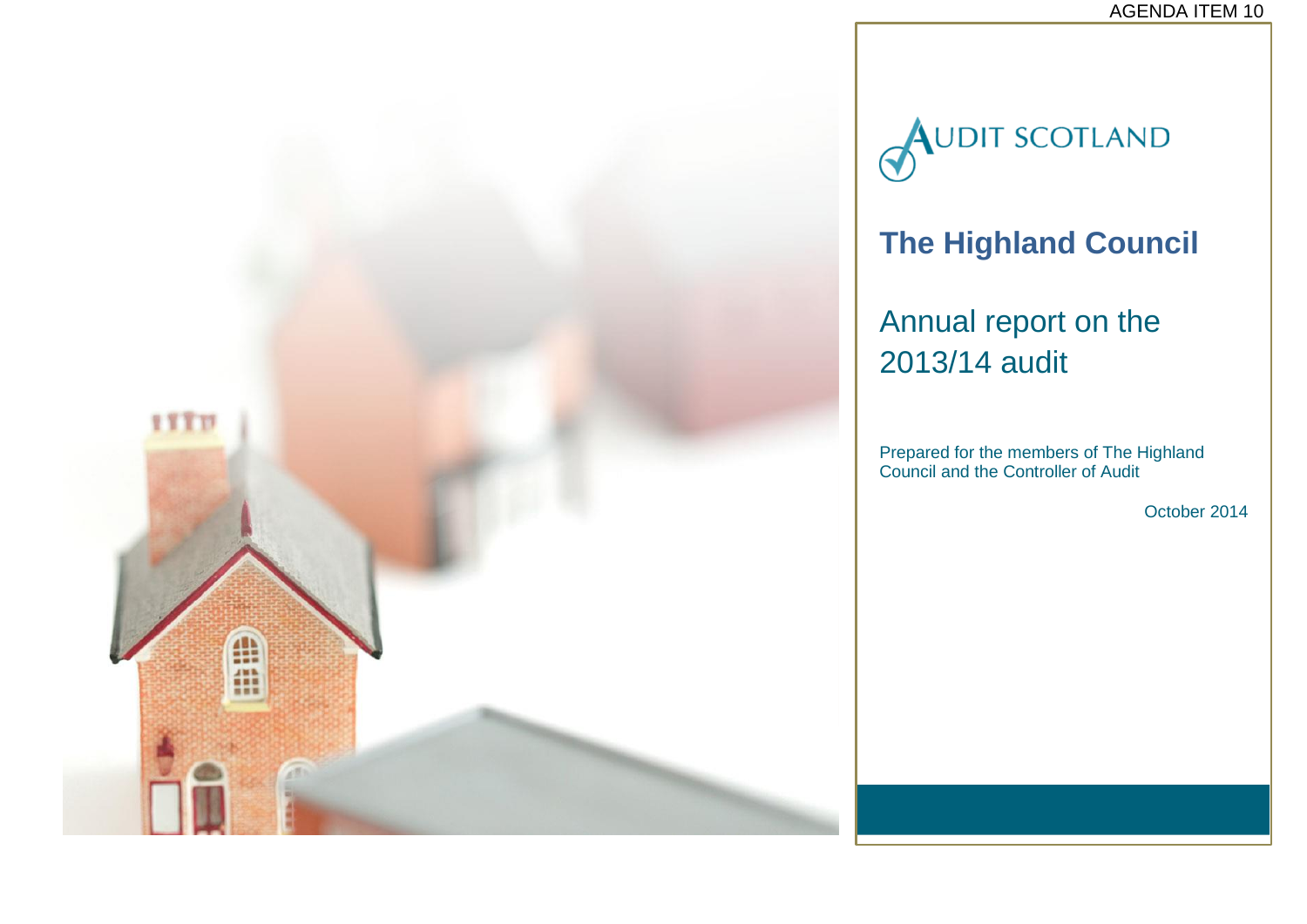AGENDA ITEM 10

AUDIT SCOTLAND

# The Highland Council

## Annual report on the 2013/14 audit

Prepared for the members of The Highland Council and the Controller of Audit

October 2014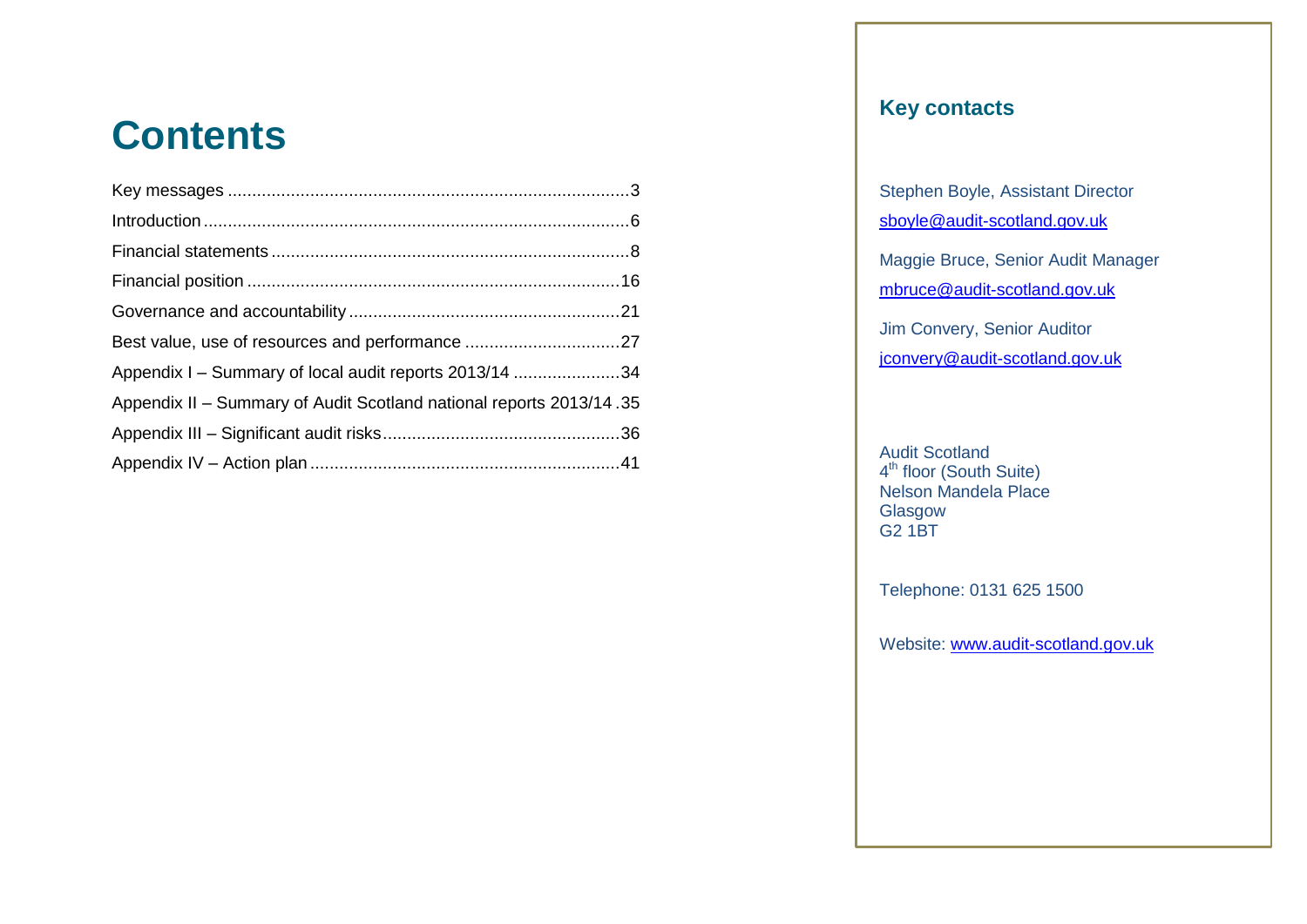# Contents

Key messages ........................................................................................3
Introduction .............................................................................................6
Financial statements ...............................................................................8
Financial position ..................................................................................16
Governance and accountability .............................................................21
Best value, use of resources and performance ......................................27
Appendix I – Summary of local audit reports 2013/14 ............................34
Appendix II – Summary of Audit Scotland national reports 2013/14 .35
Appendix III – Significant audit risks......................................................36
Appendix IV – Action plan .....................................................................41

## Key contacts

Stephen Boyle, Assistant Director
sboyle@audit-scotland.gov.uk

Maggie Bruce, Senior Audit Manager
mbruce@audit-scotland.gov.uk

Jim Convery, Senior Auditor
jconvery@audit-scotland.gov.uk

Audit Scotland
4th floor (South Suite)
Nelson Mandela Place
Glasgow
G2 1BT

Telephone: 0131 625 1500

Website: www.audit-scotland.gov.uk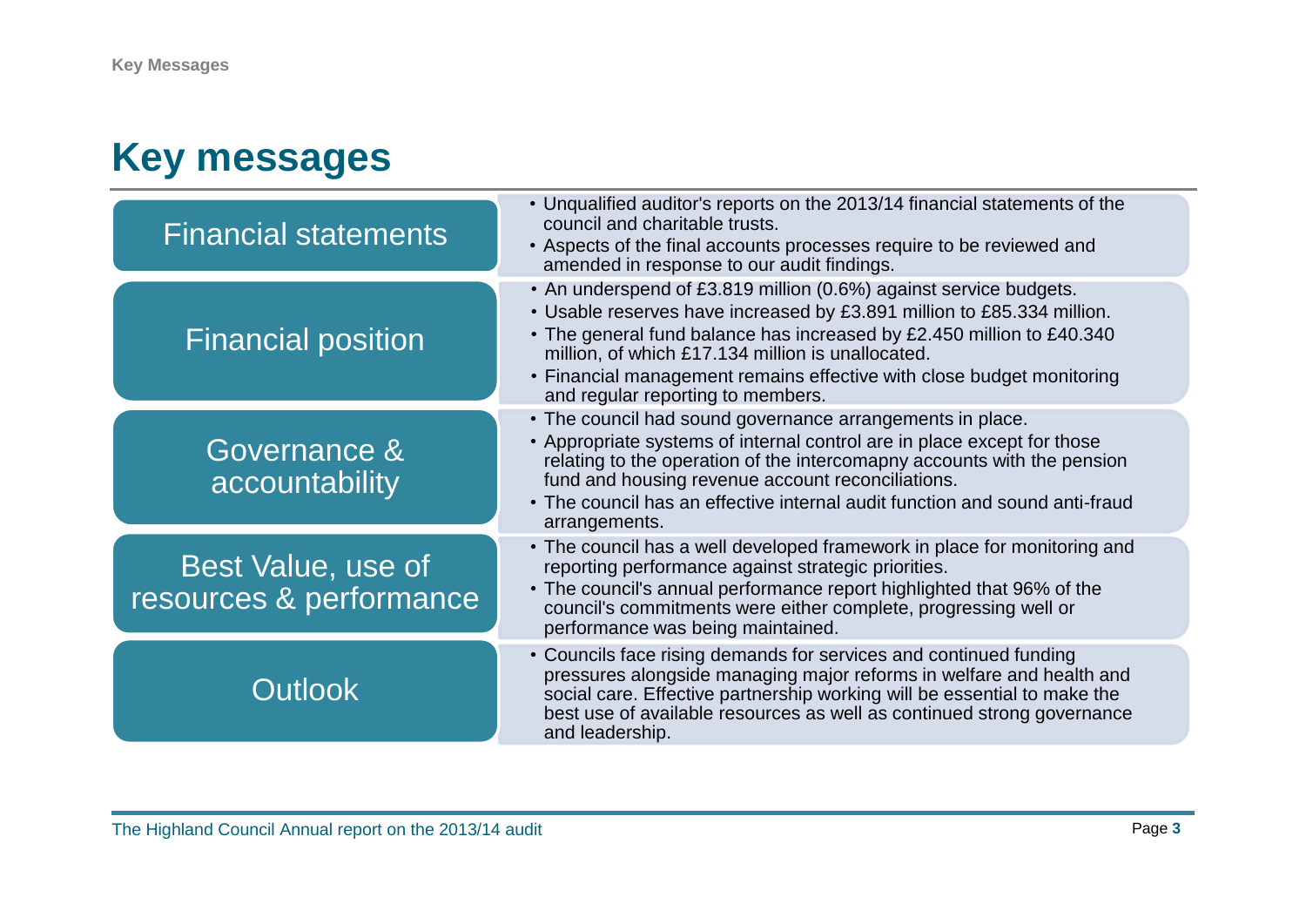# Key messages

| | |
|---|---|
| **Financial statements** | • Unqualified auditor's reports on the 2013/14 financial statements of the council and charitable trusts.<br>• Aspects of the final accounts processes require to be reviewed and amended in response to our audit findings. |
| **Financial position** | • An underspend of £3.819 million (0.6%) against service budgets.<br>• Usable reserves have increased by £3.891 million to £85.334 million.<br>• The general fund balance has increased by £2.450 million to £40.340 million, of which £17.134 million is unallocated.<br>• Financial management remains effective with close budget monitoring and regular reporting to members. |
| **Governance & accountability** | • The council had sound governance arrangements in place.<br>• Appropriate systems of internal control are in place except for those relating to the operation of the intercomapny accounts with the pension fund and housing revenue account reconciliations.<br>• The council has an effective internal audit function and sound anti-fraud arrangements. |
| **Best Value, use of resources & performance** | • The council has a well developed framework in place for monitoring and reporting performance against strategic priorities.<br>• The council's annual performance report highlighted that 96% of the council's commitments were either complete, progressing well or performance was being maintained. |
| **Outlook** | • Councils face rising demands for services and continued funding pressures alongside managing major reforms in welfare and health and social care. Effective partnership working will be essential to make the best use of available resources as well as continued strong governance and leadership. |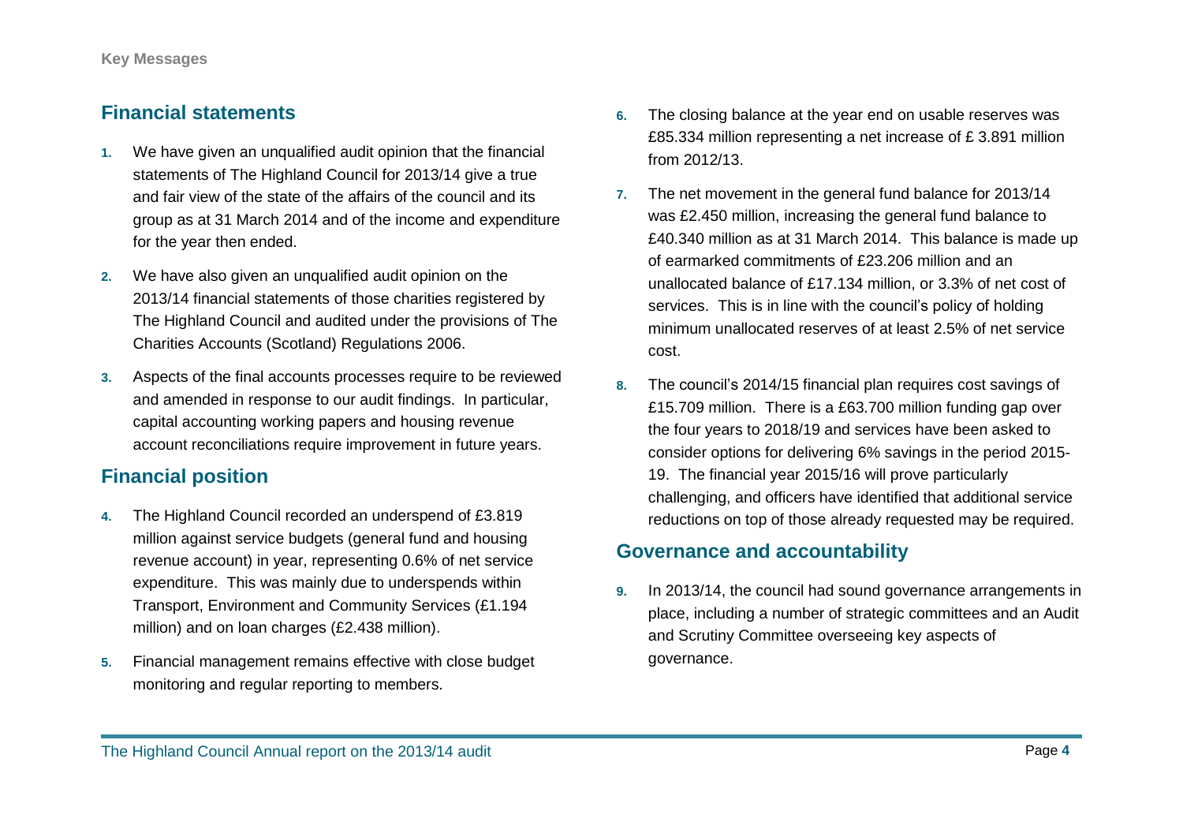## Financial statements

1. We have given an unqualified audit opinion that the financial statements of The Highland Council for 2013/14 give a true and fair view of the state of the affairs of the council and its group as at 31 March 2014 and of the income and expenditure for the year then ended.
2. We have also given an unqualified audit opinion on the 2013/14 financial statements of those charities registered by The Highland Council and audited under the provisions of The Charities Accounts (Scotland) Regulations 2006.
3. Aspects of the final accounts processes require to be reviewed and amended in response to our audit findings. In particular, capital accounting working papers and housing revenue account reconciliations require improvement in future years.

## Financial position

4. The Highland Council recorded an underspend of £3.819 million against service budgets (general fund and housing revenue account) in year, representing 0.6% of net service expenditure. This was mainly due to underspends within Transport, Environment and Community Services (£1.194 million) and on loan charges (£2.438 million).
5. Financial management remains effective with close budget monitoring and regular reporting to members.
6. The closing balance at the year end on usable reserves was £85.334 million representing a net increase of £ 3.891 million from 2012/13.
7. The net movement in the general fund balance for 2013/14 was £2.450 million, increasing the general fund balance to £40.340 million as at 31 March 2014. This balance is made up of earmarked commitments of £23.206 million and an unallocated balance of £17.134 million, or 3.3% of net cost of services. This is in line with the council's policy of holding minimum unallocated reserves of at least 2.5% of net service cost.
8. The council's 2014/15 financial plan requires cost savings of £15.709 million. There is a £63.700 million funding gap over the four years to 2018/19 and services have been asked to consider options for delivering 6% savings in the period 2015-19. The financial year 2015/16 will prove particularly challenging, and officers have identified that additional service reductions on top of those already requested may be required.

## Governance and accountability

9. In 2013/14, the council had sound governance arrangements in place, including a number of strategic committees and an Audit and Scrutiny Committee overseeing key aspects of governance.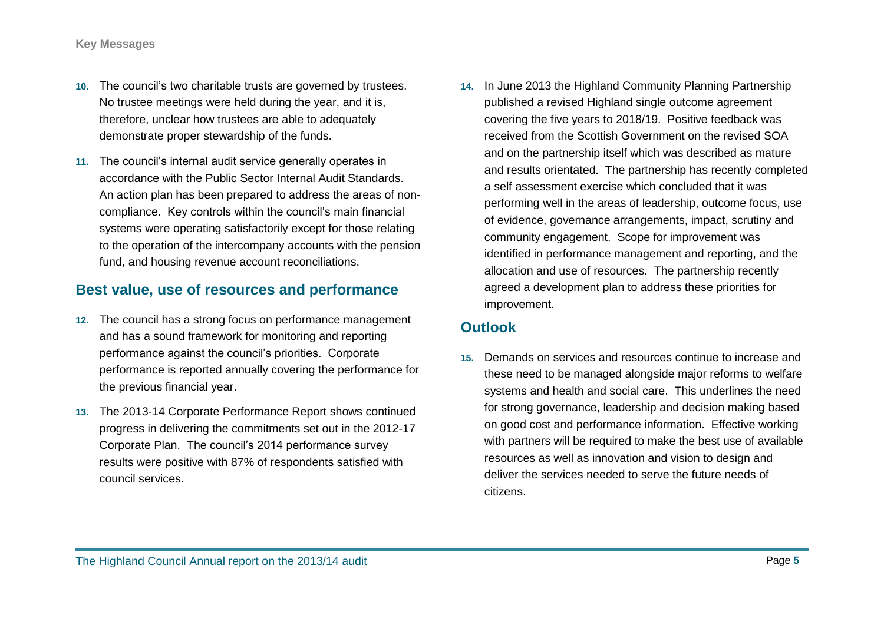10. The council's two charitable trusts are governed by trustees. No trustee meetings were held during the year, and it is, therefore, unclear how trustees are able to adequately demonstrate proper stewardship of the funds.

11. The council's internal audit service generally operates in accordance with the Public Sector Internal Audit Standards. An action plan has been prepared to address the areas of non-compliance. Key controls within the council's main financial systems were operating satisfactorily except for those relating to the operation of the intercompany accounts with the pension fund, and housing revenue account reconciliations.

## Best value, use of resources and performance

12. The council has a strong focus on performance management and has a sound framework for monitoring and reporting performance against the council's priorities. Corporate performance is reported annually covering the performance for the previous financial year.

13. The 2013-14 Corporate Performance Report shows continued progress in delivering the commitments set out in the 2012-17 Corporate Plan. The council's 2014 performance survey results were positive with 87% of respondents satisfied with council services.

14. In June 2013 the Highland Community Planning Partnership published a revised Highland single outcome agreement covering the five years to 2018/19. Positive feedback was received from the Scottish Government on the revised SOA and on the partnership itself which was described as mature and results orientated. The partnership has recently completed a self assessment exercise which concluded that it was performing well in the areas of leadership, outcome focus, use of evidence, governance arrangements, impact, scrutiny and community engagement. Scope for improvement was identified in performance management and reporting, and the allocation and use of resources. The partnership recently agreed a development plan to address these priorities for improvement.

## Outlook

15. Demands on services and resources continue to increase and these need to be managed alongside major reforms to welfare systems and health and social care. This underlines the need for strong governance, leadership and decision making based on good cost and performance information. Effective working with partners will be required to make the best use of available resources as well as innovation and vision to design and deliver the services needed to serve the future needs of citizens.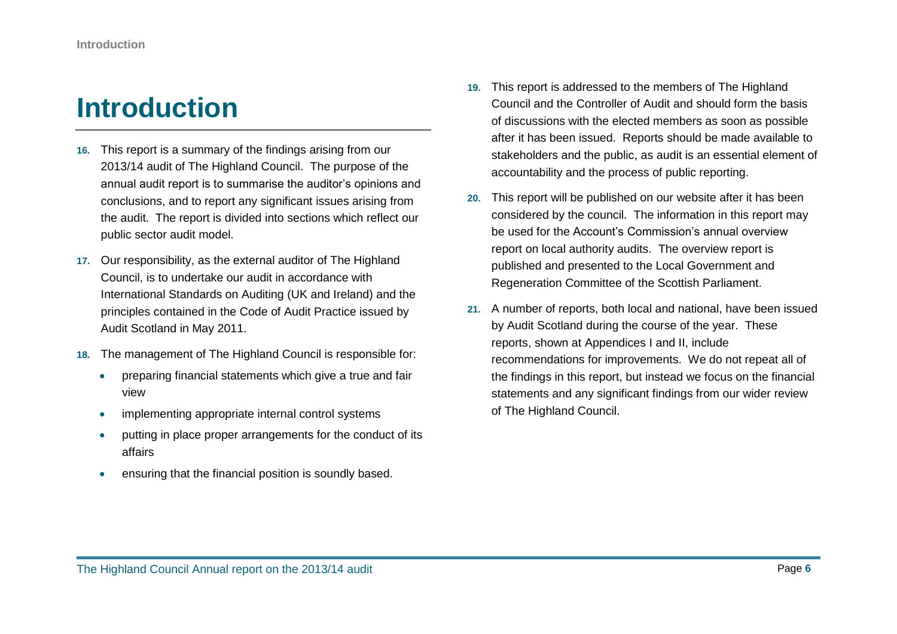# Introduction

16. This report is a summary of the findings arising from our 2013/14 audit of The Highland Council. The purpose of the annual audit report is to summarise the auditor's opinions and conclusions, and to report any significant issues arising from the audit. The report is divided into sections which reflect our public sector audit model.

17. Our responsibility, as the external auditor of The Highland Council, is to undertake our audit in accordance with International Standards on Auditing (UK and Ireland) and the principles contained in the Code of Audit Practice issued by Audit Scotland in May 2011.

18. The management of The Highland Council is responsible for:

    - preparing financial statements which give a true and fair view
    - implementing appropriate internal control systems
    - putting in place proper arrangements for the conduct of its affairs
    - ensuring that the financial position is soundly based.

19. This report is addressed to the members of The Highland Council and the Controller of Audit and should form the basis of discussions with the elected members as soon as possible after it has been issued. Reports should be made available to stakeholders and the public, as audit is an essential element of accountability and the process of public reporting.

20. This report will be published on our website after it has been considered by the council. The information in this report may be used for the Account's Commission's annual overview report on local authority audits. The overview report is published and presented to the Local Government and Regeneration Committee of the Scottish Parliament.

21. A number of reports, both local and national, have been issued by Audit Scotland during the course of the year. These reports, shown at Appendices I and II, include recommendations for improvements. We do not repeat all of the findings in this report, but instead we focus on the financial statements and any significant findings from our wider review of The Highland Council.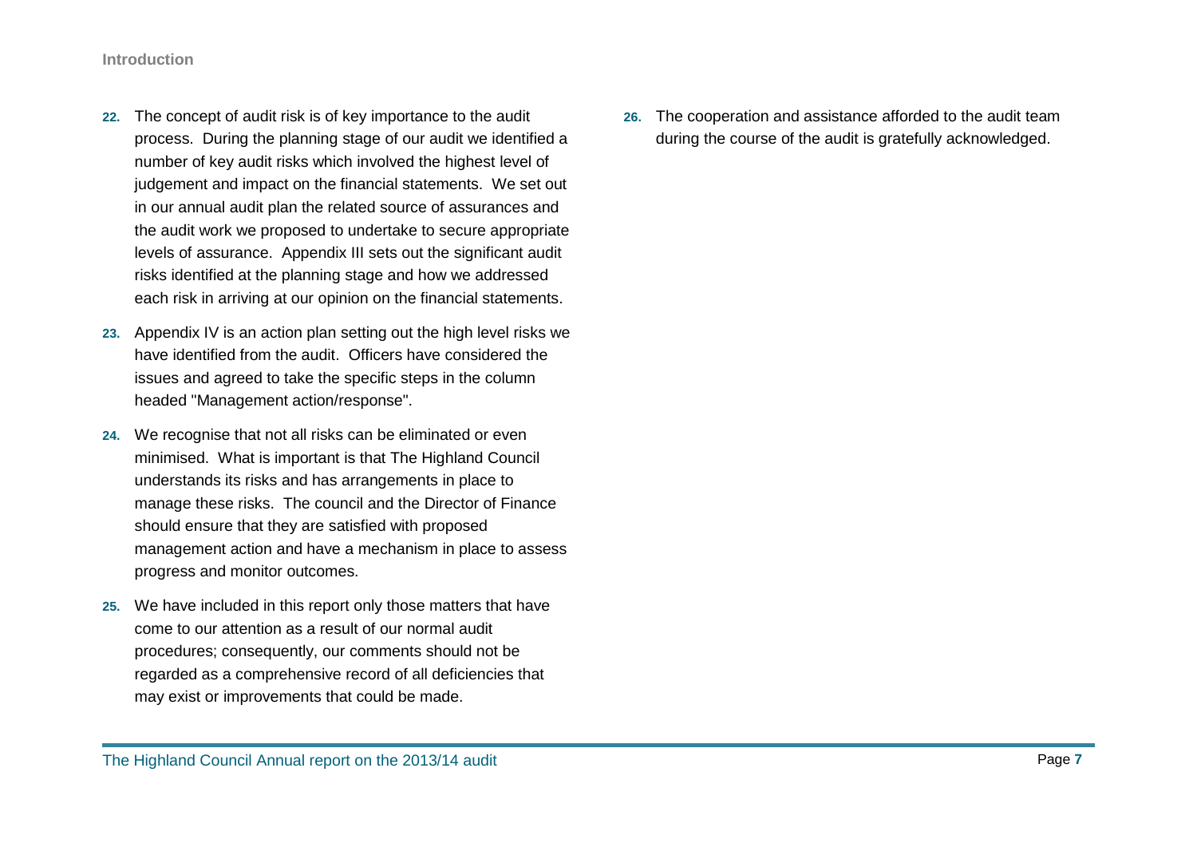22. The concept of audit risk is of key importance to the audit process. During the planning stage of our audit we identified a number of key audit risks which involved the highest level of judgement and impact on the financial statements. We set out in our annual audit plan the related source of assurances and the audit work we proposed to undertake to secure appropriate levels of assurance. Appendix III sets out the significant audit risks identified at the planning stage and how we addressed each risk in arriving at our opinion on the financial statements.

23. Appendix IV is an action plan setting out the high level risks we have identified from the audit. Officers have considered the issues and agreed to take the specific steps in the column headed "Management action/response".

24. We recognise that not all risks can be eliminated or even minimised. What is important is that The Highland Council understands its risks and has arrangements in place to manage these risks. The council and the Director of Finance should ensure that they are satisfied with proposed management action and have a mechanism in place to assess progress and monitor outcomes.

25. We have included in this report only those matters that have come to our attention as a result of our normal audit procedures; consequently, our comments should not be regarded as a comprehensive record of all deficiencies that may exist or improvements that could be made.

26. The cooperation and assistance afforded to the audit team during the course of the audit is gratefully acknowledged.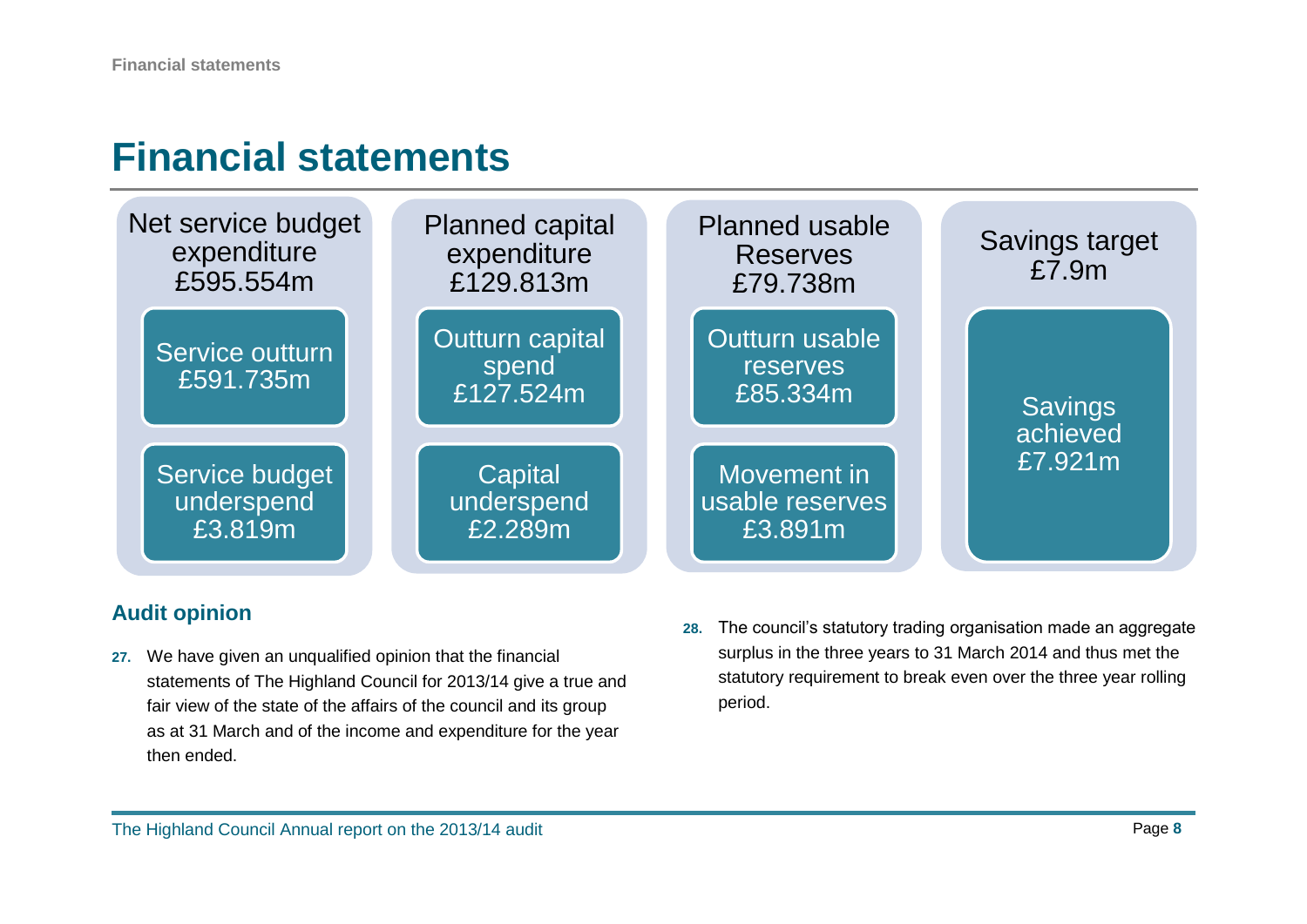# Financial statements

| Net service budget expenditure £595.554m | Planned capital expenditure £129.813m | Planned usable Reserves £79.738m | Savings target £7.9m |
| --- | --- | --- | --- |
| Service outturn £591.735m | Outturn capital spend £127.524m | Outturn usable reserves £85.334m | Savings achieved £7.921m |
| Service budget underspend £3.819m | Capital underspend £2.289m | Movement in usable reserves £3.891m | |

## Audit opinion

**27.** We have given an unqualified opinion that the financial statements of The Highland Council for 2013/14 give a true and fair view of the state of the affairs of the council and its group as at 31 March and of the income and expenditure for the year then ended.

**28.** The council's statutory trading organisation made an aggregate surplus in the three years to 31 March 2014 and thus met the statutory requirement to break even over the three year rolling period.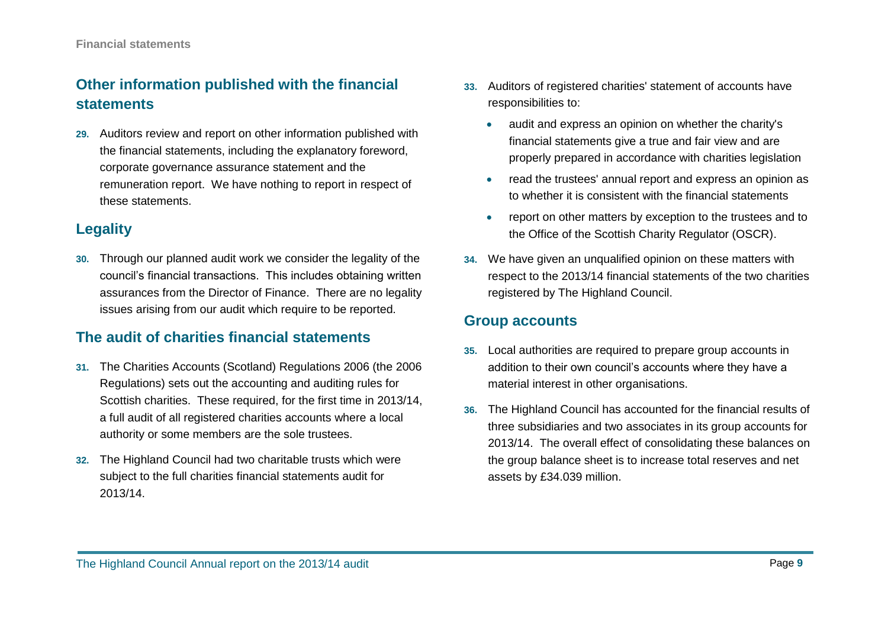## Other information published with the financial statements

29. Auditors review and report on other information published with the financial statements, including the explanatory foreword, corporate governance assurance statement and the remuneration report. We have nothing to report in respect of these statements.

## Legality

30. Through our planned audit work we consider the legality of the council's financial transactions. This includes obtaining written assurances from the Director of Finance. There are no legality issues arising from our audit which require to be reported.

## The audit of charities financial statements

31. The Charities Accounts (Scotland) Regulations 2006 (the 2006 Regulations) sets out the accounting and auditing rules for Scottish charities. These required, for the first time in 2013/14, a full audit of all registered charities accounts where a local authority or some members are the sole trustees.

32. The Highland Council had two charitable trusts which were subject to the full charities financial statements audit for 2013/14.

33. Auditors of registered charities' statement of accounts have responsibilities to:

- audit and express an opinion on whether the charity's financial statements give a true and fair view and are properly prepared in accordance with charities legislation
- read the trustees' annual report and express an opinion as to whether it is consistent with the financial statements
- report on other matters by exception to the trustees and to the Office of the Scottish Charity Regulator (OSCR).

34. We have given an unqualified opinion on these matters with respect to the 2013/14 financial statements of the two charities registered by The Highland Council.

## Group accounts

35. Local authorities are required to prepare group accounts in addition to their own council's accounts where they have a material interest in other organisations.

36. The Highland Council has accounted for the financial results of three subsidiaries and two associates in its group accounts for 2013/14. The overall effect of consolidating these balances on the group balance sheet is to increase total reserves and net assets by £34.039 million.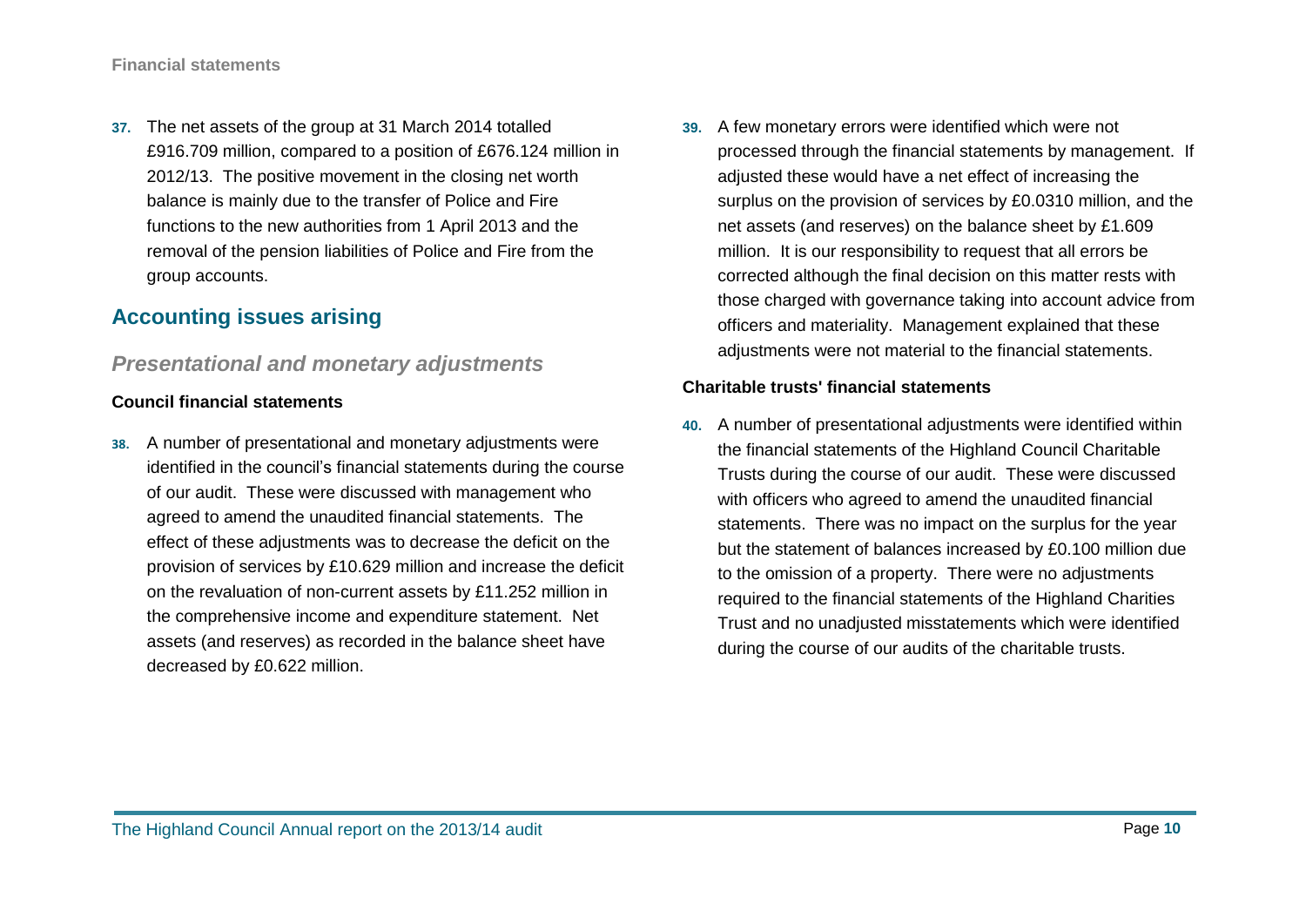37. The net assets of the group at 31 March 2014 totalled £916.709 million, compared to a position of £676.124 million in 2012/13. The positive movement in the closing net worth balance is mainly due to the transfer of Police and Fire functions to the new authorities from 1 April 2013 and the removal of the pension liabilities of Police and Fire from the group accounts.

## Accounting issues arising

### *Presentational and monetary adjustments*

**Council financial statements**

38. A number of presentational and monetary adjustments were identified in the council's financial statements during the course of our audit. These were discussed with management who agreed to amend the unaudited financial statements. The effect of these adjustments was to decrease the deficit on the provision of services by £10.629 million and increase the deficit on the revaluation of non-current assets by £11.252 million in the comprehensive income and expenditure statement. Net assets (and reserves) as recorded in the balance sheet have decreased by £0.622 million.

39. A few monetary errors were identified which were not processed through the financial statements by management. If adjusted these would have a net effect of increasing the surplus on the provision of services by £0.0310 million, and the net assets (and reserves) on the balance sheet by £1.609 million. It is our responsibility to request that all errors be corrected although the final decision on this matter rests with those charged with governance taking into account advice from officers and materiality. Management explained that these adjustments were not material to the financial statements.

**Charitable trusts' financial statements**

40. A number of presentational adjustments were identified within the financial statements of the Highland Council Charitable Trusts during the course of our audit. These were discussed with officers who agreed to amend the unaudited financial statements. There was no impact on the surplus for the year but the statement of balances increased by £0.100 million due to the omission of a property. There were no adjustments required to the financial statements of the Highland Charities Trust and no unadjusted misstatements which were identified during the course of our audits of the charitable trusts.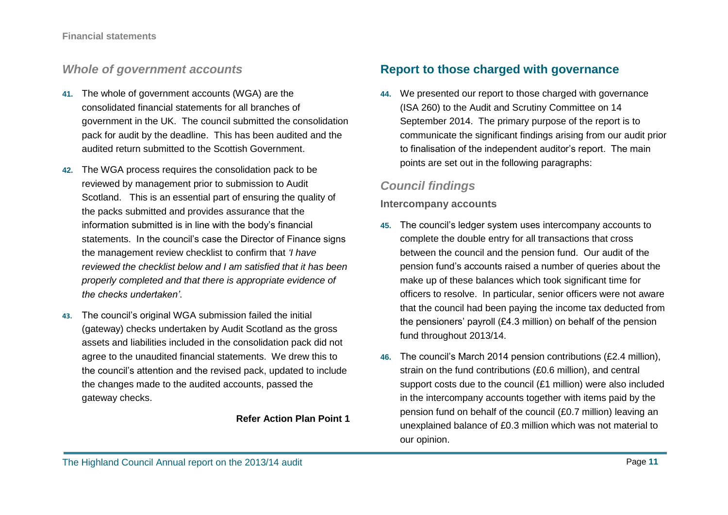### *Whole of government accounts*

**41.** The whole of government accounts (WGA) are the consolidated financial statements for all branches of government in the UK. The council submitted the consolidation pack for audit by the deadline. This has been audited and the audited return submitted to the Scottish Government.

**42.** The WGA process requires the consolidation pack to be reviewed by management prior to submission to Audit Scotland. This is an essential part of ensuring the quality of the packs submitted and provides assurance that the information submitted is in line with the body's financial statements. In the council's case the Director of Finance signs the management review checklist to confirm that *'I have reviewed the checklist below and I am satisfied that it has been properly completed and that there is appropriate evidence of the checks undertaken'*.

**43.** The council's original WGA submission failed the initial (gateway) checks undertaken by Audit Scotland as the gross assets and liabilities included in the consolidation pack did not agree to the unaudited financial statements. We drew this to the council's attention and the revised pack, updated to include the changes made to the audited accounts, passed the gateway checks.

**Refer Action Plan Point 1**

## Report to those charged with governance

**44.** We presented our report to those charged with governance (ISA 260) to the Audit and Scrutiny Committee on 14 September 2014. The primary purpose of the report is to communicate the significant findings arising from our audit prior to finalisation of the independent auditor's report. The main points are set out in the following paragraphs:

### *Council findings*

#### Intercompany accounts

**45.** The council's ledger system uses intercompany accounts to complete the double entry for all transactions that cross between the council and the pension fund. Our audit of the pension fund's accounts raised a number of queries about the make up of these balances which took significant time for officers to resolve. In particular, senior officers were not aware that the council had been paying the income tax deducted from the pensioners' payroll (£4.3 million) on behalf of the pension fund throughout 2013/14.

**46.** The council's March 2014 pension contributions (£2.4 million), strain on the fund contributions (£0.6 million), and central support costs due to the council (£1 million) were also included in the intercompany accounts together with items paid by the pension fund on behalf of the council (£0.7 million) leaving an unexplained balance of £0.3 million which was not material to our opinion.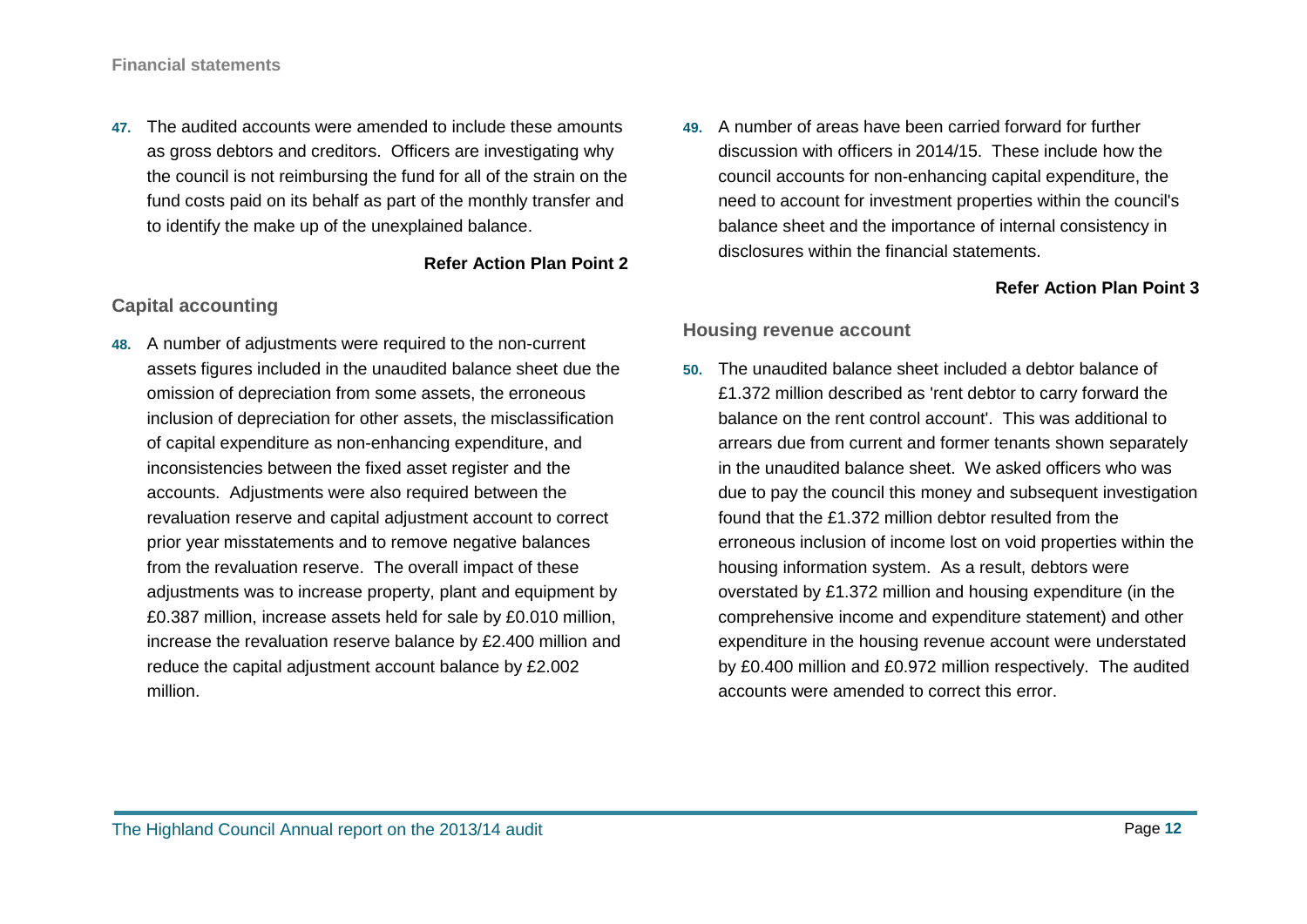47. The audited accounts were amended to include these amounts as gross debtors and creditors. Officers are investigating why the council is not reimbursing the fund for all of the strain on the fund costs paid on its behalf as part of the monthly transfer and to identify the make up of the unexplained balance.

**Refer Action Plan Point 2**

### Capital accounting

48. A number of adjustments were required to the non-current assets figures included in the unaudited balance sheet due the omission of depreciation from some assets, the erroneous inclusion of depreciation for other assets, the misclassification of capital expenditure as non-enhancing expenditure, and inconsistencies between the fixed asset register and the accounts. Adjustments were also required between the revaluation reserve and capital adjustment account to correct prior year misstatements and to remove negative balances from the revaluation reserve. The overall impact of these adjustments was to increase property, plant and equipment by £0.387 million, increase assets held for sale by £0.010 million, increase the revaluation reserve balance by £2.400 million and reduce the capital adjustment account balance by £2.002 million.

49. A number of areas have been carried forward for further discussion with officers in 2014/15. These include how the council accounts for non-enhancing capital expenditure, the need to account for investment properties within the council's balance sheet and the importance of internal consistency in disclosures within the financial statements.

**Refer Action Plan Point 3**

### Housing revenue account

50. The unaudited balance sheet included a debtor balance of £1.372 million described as 'rent debtor to carry forward the balance on the rent control account'. This was additional to arrears due from current and former tenants shown separately in the unaudited balance sheet. We asked officers who was due to pay the council this money and subsequent investigation found that the £1.372 million debtor resulted from the erroneous inclusion of income lost on void properties within the housing information system. As a result, debtors were overstated by £1.372 million and housing expenditure (in the comprehensive income and expenditure statement) and other expenditure in the housing revenue account were understated by £0.400 million and £0.972 million respectively. The audited accounts were amended to correct this error.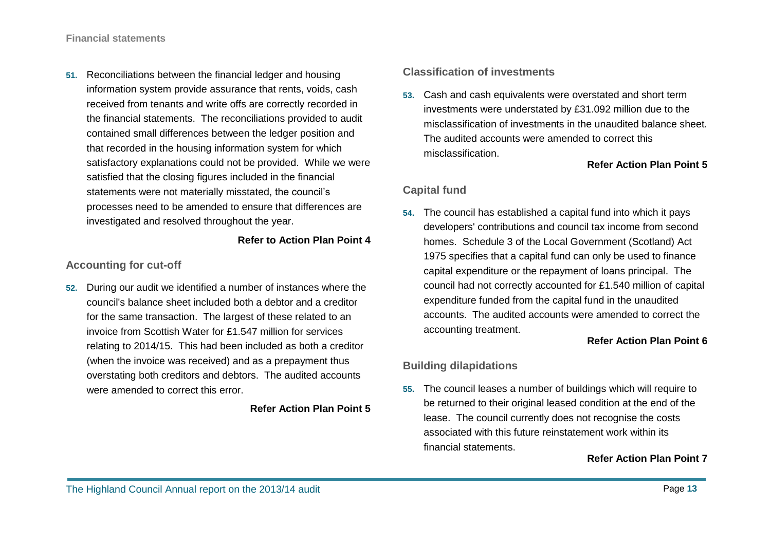51. Reconciliations between the financial ledger and housing information system provide assurance that rents, voids, cash received from tenants and write offs are correctly recorded in the financial statements. The reconciliations provided to audit contained small differences between the ledger position and that recorded in the housing information system for which satisfactory explanations could not be provided. While we were satisfied that the closing figures included in the financial statements were not materially misstated, the council's processes need to be amended to ensure that differences are investigated and resolved throughout the year.

**Refer to Action Plan Point 4**

### Accounting for cut-off

52. During our audit we identified a number of instances where the council's balance sheet included both a debtor and a creditor for the same transaction. The largest of these related to an invoice from Scottish Water for £1.547 million for services relating to 2014/15. This had been included as both a creditor (when the invoice was received) and as a prepayment thus overstating both creditors and debtors. The audited accounts were amended to correct this error.

**Refer Action Plan Point 5**

### Classification of investments

53. Cash and cash equivalents were overstated and short term investments were understated by £31.092 million due to the misclassification of investments in the unaudited balance sheet. The audited accounts were amended to correct this misclassification.

**Refer Action Plan Point 5**

### Capital fund

54. The council has established a capital fund into which it pays developers' contributions and council tax income from second homes. Schedule 3 of the Local Government (Scotland) Act 1975 specifies that a capital fund can only be used to finance capital expenditure or the repayment of loans principal. The council had not correctly accounted for £1.540 million of capital expenditure funded from the capital fund in the unaudited accounts. The audited accounts were amended to correct the accounting treatment.

**Refer Action Plan Point 6**

### Building dilapidations

55. The council leases a number of buildings which will require to be returned to their original leased condition at the end of the lease. The council currently does not recognise the costs associated with this future reinstatement work within its financial statements.

**Refer Action Plan Point 7**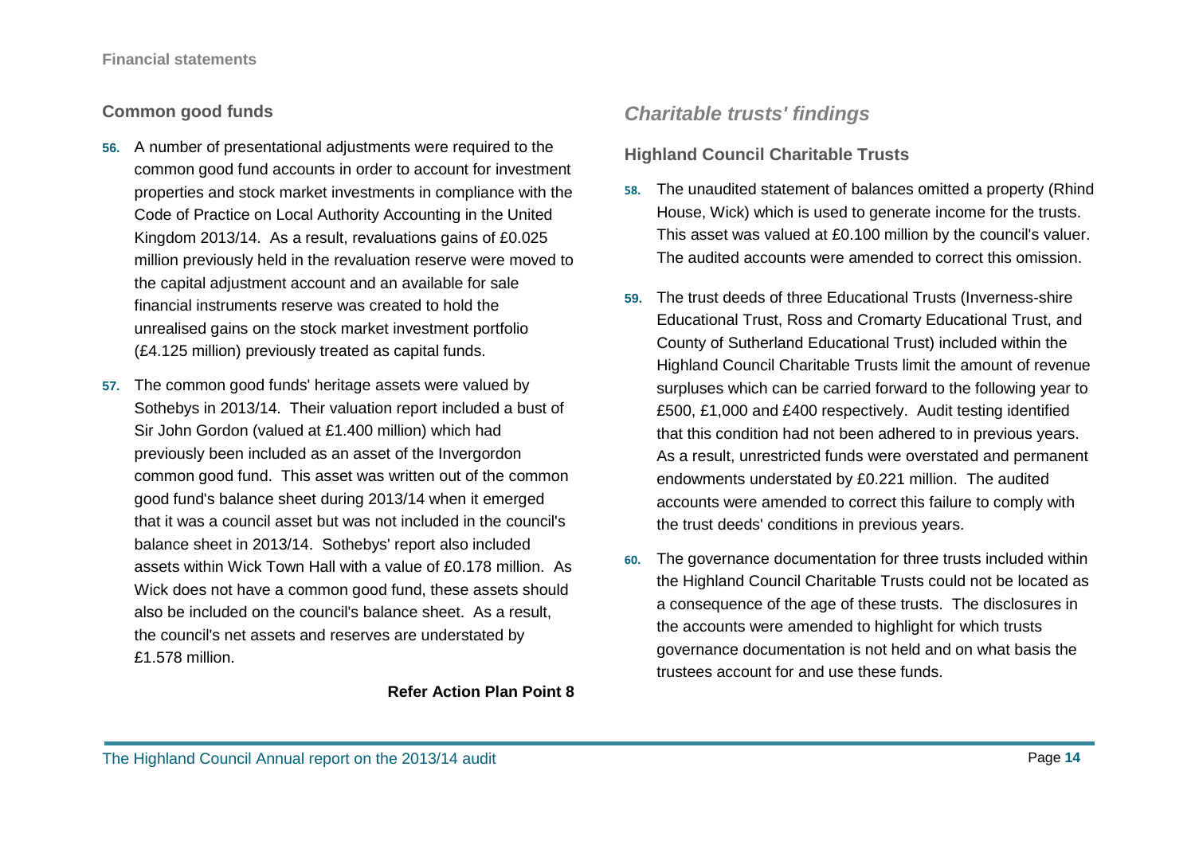### Common good funds

**56.** A number of presentational adjustments were required to the common good fund accounts in order to account for investment properties and stock market investments in compliance with the Code of Practice on Local Authority Accounting in the United Kingdom 2013/14. As a result, revaluations gains of £0.025 million previously held in the revaluation reserve were moved to the capital adjustment account and an available for sale financial instruments reserve was created to hold the unrealised gains on the stock market investment portfolio (£4.125 million) previously treated as capital funds.

**57.** The common good funds' heritage assets were valued by Sothebys in 2013/14. Their valuation report included a bust of Sir John Gordon (valued at £1.400 million) which had previously been included as an asset of the Invergordon common good fund. This asset was written out of the common good fund's balance sheet during 2013/14 when it emerged that it was a council asset but was not included in the council's balance sheet in 2013/14. Sothebys' report also included assets within Wick Town Hall with a value of £0.178 million. As Wick does not have a common good fund, these assets should also be included on the council's balance sheet. As a result, the council's net assets and reserves are understated by £1.578 million.

**Refer Action Plan Point 8**

## *Charitable trusts' findings*

### Highland Council Charitable Trusts

**58.** The unaudited statement of balances omitted a property (Rhind House, Wick) which is used to generate income for the trusts. This asset was valued at £0.100 million by the council's valuer. The audited accounts were amended to correct this omission.

**59.** The trust deeds of three Educational Trusts (Inverness-shire Educational Trust, Ross and Cromarty Educational Trust, and County of Sutherland Educational Trust) included within the Highland Council Charitable Trusts limit the amount of revenue surpluses which can be carried forward to the following year to £500, £1,000 and £400 respectively. Audit testing identified that this condition had not been adhered to in previous years. As a result, unrestricted funds were overstated and permanent endowments understated by £0.221 million. The audited accounts were amended to correct this failure to comply with the trust deeds' conditions in previous years.

**60.** The governance documentation for three trusts included within the Highland Council Charitable Trusts could not be located as a consequence of the age of these trusts. The disclosures in the accounts were amended to highlight for which trusts governance documentation is not held and on what basis the trustees account for and use these funds.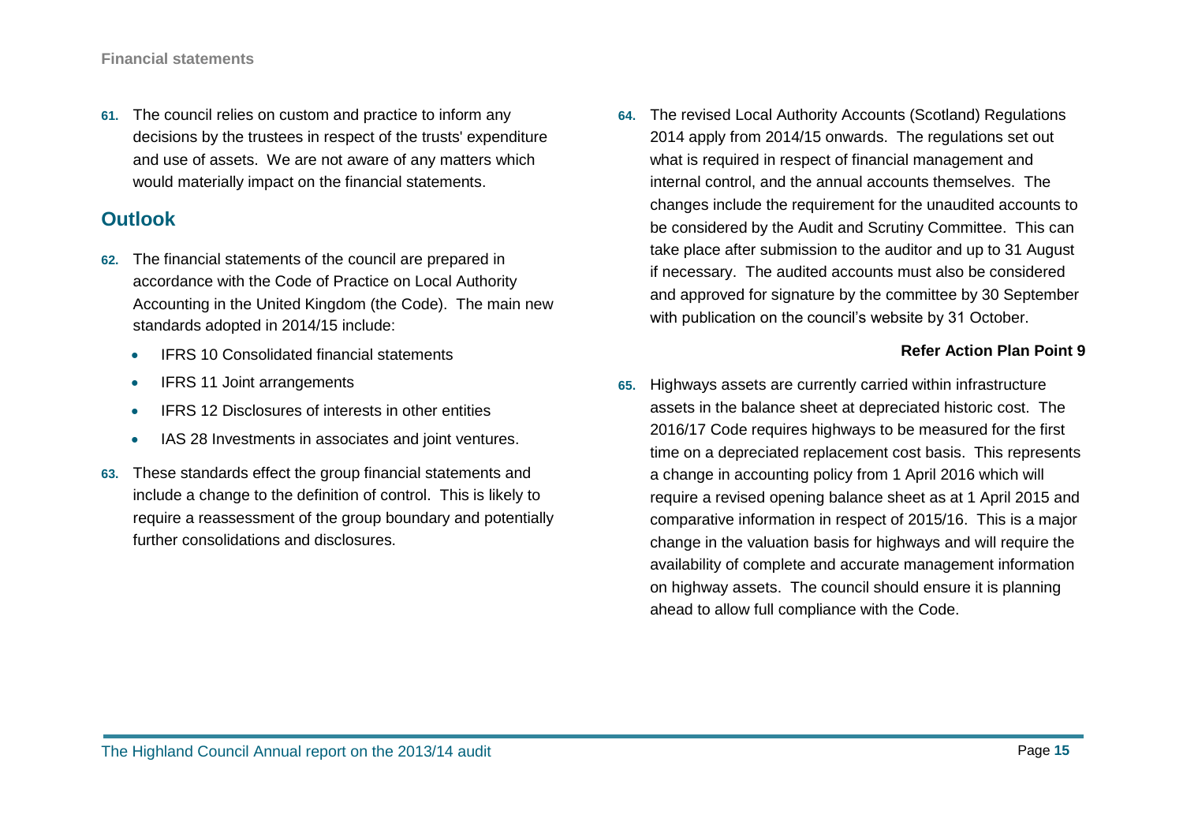61. The council relies on custom and practice to inform any decisions by the trustees in respect of the trusts' expenditure and use of assets. We are not aware of any matters which would materially impact on the financial statements.

## Outlook

62. The financial statements of the council are prepared in accordance with the Code of Practice on Local Authority Accounting in the United Kingdom (the Code). The main new standards adopted in 2014/15 include:

- IFRS 10 Consolidated financial statements
- IFRS 11 Joint arrangements
- IFRS 12 Disclosures of interests in other entities
- IAS 28 Investments in associates and joint ventures.

63. These standards effect the group financial statements and include a change to the definition of control. This is likely to require a reassessment of the group boundary and potentially further consolidations and disclosures.

64. The revised Local Authority Accounts (Scotland) Regulations 2014 apply from 2014/15 onwards. The regulations set out what is required in respect of financial management and internal control, and the annual accounts themselves. The changes include the requirement for the unaudited accounts to be considered by the Audit and Scrutiny Committee. This can take place after submission to the auditor and up to 31 August if necessary. The audited accounts must also be considered and approved for signature by the committee by 30 September with publication on the council's website by 31 October.

**Refer Action Plan Point 9**

65. Highways assets are currently carried within infrastructure assets in the balance sheet at depreciated historic cost. The 2016/17 Code requires highways to be measured for the first time on a depreciated replacement cost basis. This represents a change in accounting policy from 1 April 2016 which will require a revised opening balance sheet as at 1 April 2015 and comparative information in respect of 2015/16. This is a major change in the valuation basis for highways and will require the availability of complete and accurate management information on highway assets. The council should ensure it is planning ahead to allow full compliance with the Code.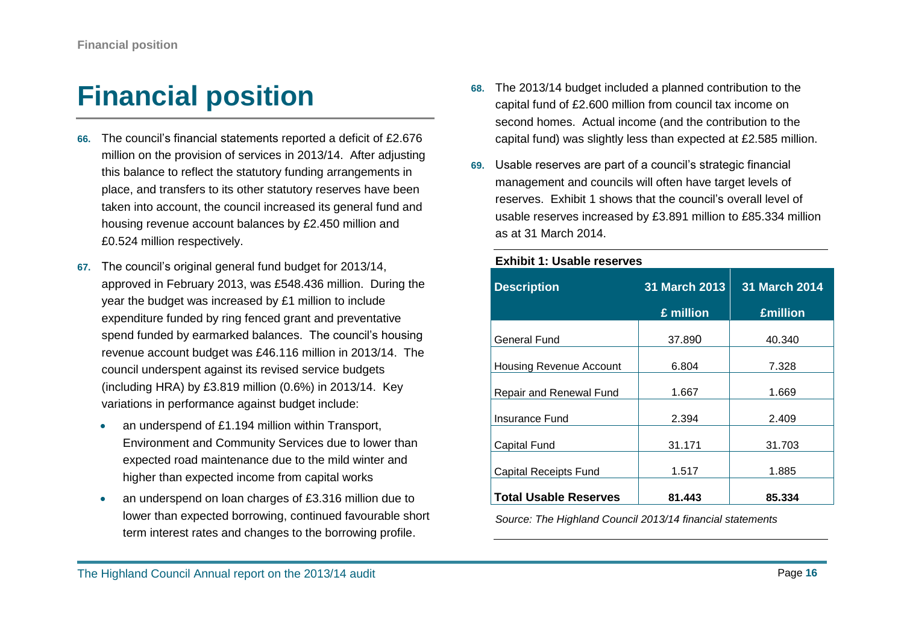# Financial position

**66.** The council's financial statements reported a deficit of £2.676 million on the provision of services in 2013/14. After adjusting this balance to reflect the statutory funding arrangements in place, and transfers to its other statutory reserves have been taken into account, the council increased its general fund and housing revenue account balances by £2.450 million and £0.524 million respectively.

**67.** The council's original general fund budget for 2013/14, approved in February 2013, was £548.436 million. During the year the budget was increased by £1 million to include expenditure funded by ring fenced grant and preventative spend funded by earmarked balances. The council's housing revenue account budget was £46.116 million in 2013/14. The council underspent against its revised service budgets (including HRA) by £3.819 million (0.6%) in 2013/14. Key variations in performance against budget include:

- an underspend of £1.194 million within Transport, Environment and Community Services due to lower than expected road maintenance due to the mild winter and higher than expected income from capital works
- an underspend on loan charges of £3.316 million due to lower than expected borrowing, continued favourable short term interest rates and changes to the borrowing profile.

**68.** The 2013/14 budget included a planned contribution to the capital fund of £2.600 million from council tax income on second homes. Actual income (and the contribution to the capital fund) was slightly less than expected at £2.585 million.

**69.** Usable reserves are part of a council's strategic financial management and councils will often have target levels of reserves. Exhibit 1 shows that the council's overall level of usable reserves increased by £3.891 million to £85.334 million as at 31 March 2014.

**Exhibit 1: Usable reserves**

| Description | 31 March 2013 £ million | 31 March 2014 £million |
|---|---|---|
| General Fund | 37.890 | 40.340 |
| Housing Revenue Account | 6.804 | 7.328 |
| Repair and Renewal Fund | 1.667 | 1.669 |
| Insurance Fund | 2.394 | 2.409 |
| Capital Fund | 31.171 | 31.703 |
| Capital Receipts Fund | 1.517 | 1.885 |
| **Total Usable Reserves** | **81.443** | **85.334** |

*Source: The Highland Council 2013/14 financial statements*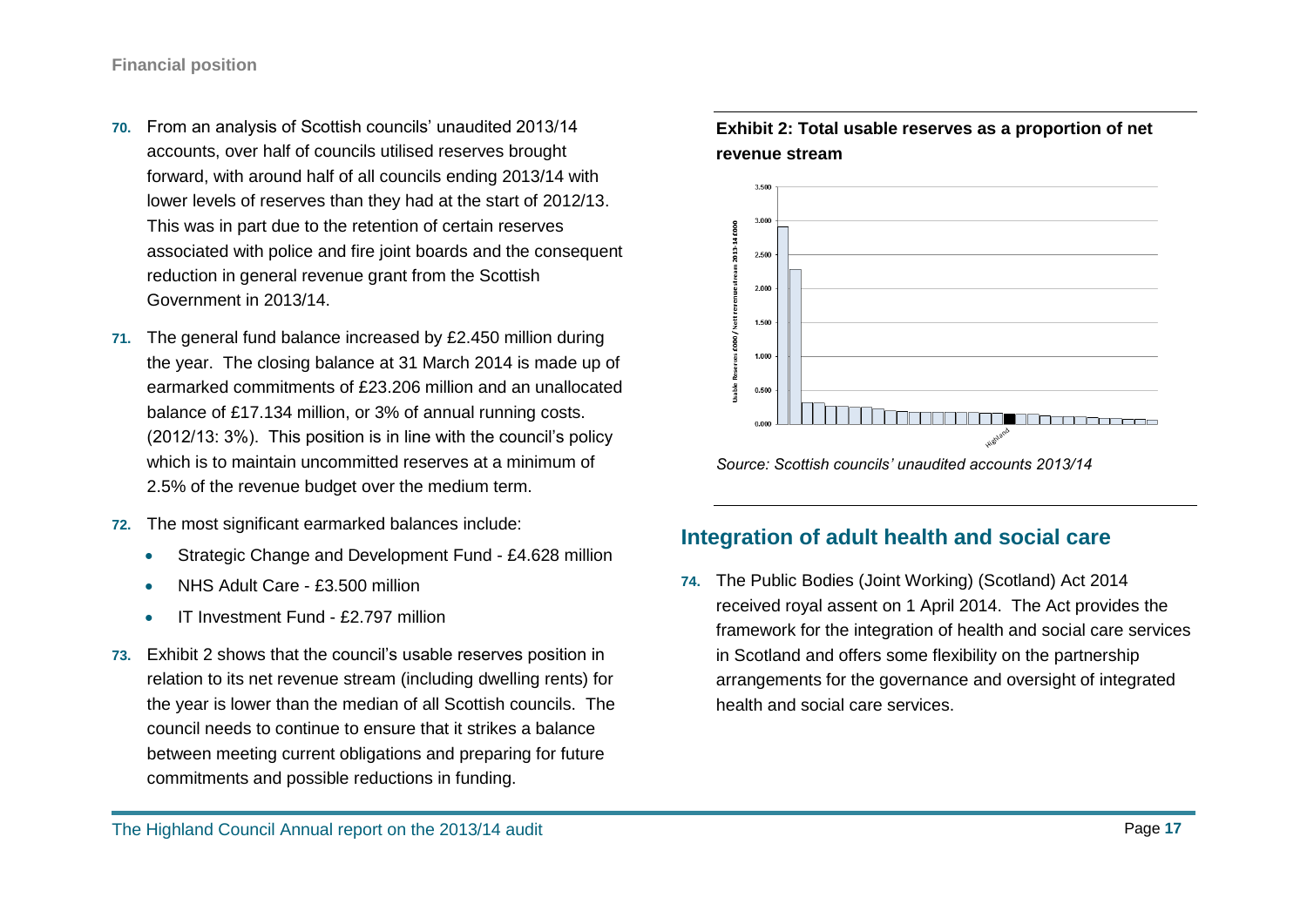Financial position

70. From an analysis of Scottish councils' unaudited 2013/14 accounts, over half of councils utilised reserves brought forward, with around half of all councils ending 2013/14 with lower levels of reserves than they had at the start of 2012/13. This was in part due to the retention of certain reserves associated with police and fire joint boards and the consequent reduction in general revenue grant from the Scottish Government in 2013/14.

71. The general fund balance increased by £2.450 million during the year. The closing balance at 31 March 2014 is made up of earmarked commitments of £23.206 million and an unallocated balance of £17.134 million, or 3% of annual running costs. (2012/13: 3%). This position is in line with the council's policy which is to maintain uncommitted reserves at a minimum of 2.5% of the revenue budget over the medium term.

72. The most significant earmarked balances include:

- Strategic Change and Development Fund - £4.628 million
- NHS Adult Care - £3.500 million
- IT Investment Fund - £2.797 million

73. Exhibit 2 shows that the council's usable reserves position in relation to its net revenue stream (including dwelling rents) for the year is lower than the median of all Scottish councils. The council needs to continue to ensure that it strikes a balance between meeting current obligations and preparing for future commitments and possible reductions in funding.

**Exhibit 2: Total usable reserves as a proportion of net revenue stream**

*Source: Scottish councils' unaudited accounts 2013/14*

## Integration of adult health and social care

74. The Public Bodies (Joint Working) (Scotland) Act 2014 received royal assent on 1 April 2014. The Act provides the framework for the integration of health and social care services in Scotland and offers some flexibility on the partnership arrangements for the governance and oversight of integrated health and social care services.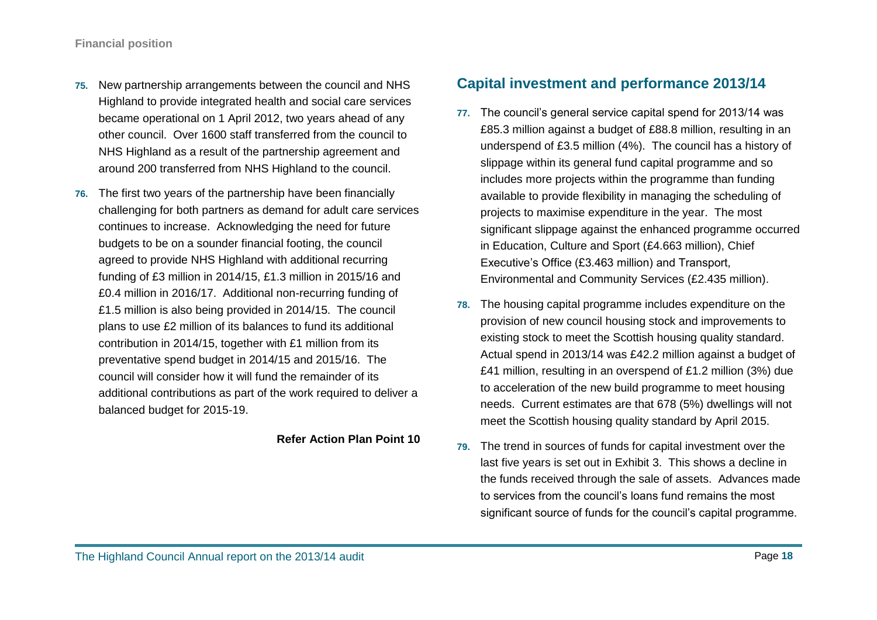75. New partnership arrangements between the council and NHS Highland to provide integrated health and social care services became operational on 1 April 2012, two years ahead of any other council. Over 1600 staff transferred from the council to NHS Highland as a result of the partnership agreement and around 200 transferred from NHS Highland to the council.

76. The first two years of the partnership have been financially challenging for both partners as demand for adult care services continues to increase. Acknowledging the need for future budgets to be on a sounder financial footing, the council agreed to provide NHS Highland with additional recurring funding of £3 million in 2014/15, £1.3 million in 2015/16 and £0.4 million in 2016/17. Additional non-recurring funding of £1.5 million is also being provided in 2014/15. The council plans to use £2 million of its balances to fund its additional contribution in 2014/15, together with £1 million from its preventative spend budget in 2014/15 and 2015/16. The council will consider how it will fund the remainder of its additional contributions as part of the work required to deliver a balanced budget for 2015-19.

**Refer Action Plan Point 10**

## Capital investment and performance 2013/14

77. The council's general service capital spend for 2013/14 was £85.3 million against a budget of £88.8 million, resulting in an underspend of £3.5 million (4%). The council has a history of slippage within its general fund capital programme and so includes more projects within the programme than funding available to provide flexibility in managing the scheduling of projects to maximise expenditure in the year. The most significant slippage against the enhanced programme occurred in Education, Culture and Sport (£4.663 million), Chief Executive's Office (£3.463 million) and Transport, Environmental and Community Services (£2.435 million).

78. The housing capital programme includes expenditure on the provision of new council housing stock and improvements to existing stock to meet the Scottish housing quality standard. Actual spend in 2013/14 was £42.2 million against a budget of £41 million, resulting in an overspend of £1.2 million (3%) due to acceleration of the new build programme to meet housing needs. Current estimates are that 678 (5%) dwellings will not meet the Scottish housing quality standard by April 2015.

79. The trend in sources of funds for capital investment over the last five years is set out in Exhibit 3. This shows a decline in the funds received through the sale of assets. Advances made to services from the council's loans fund remains the most significant source of funds for the council's capital programme.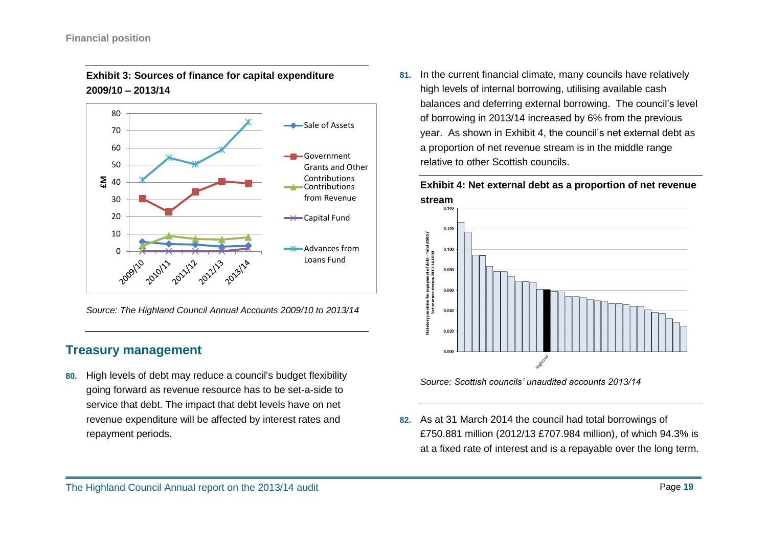## Exhibit 3: Sources of finance for capital expenditure 2009/10 – 2013/14

*Source: The Highland Council Annual Accounts 2009/10 to 2013/14*

## Treasury management

**80.** High levels of debt may reduce a council's budget flexibility going forward as revenue resource has to be set-a-side to service that debt. The impact that debt levels have on net revenue expenditure will be affected by interest rates and repayment periods.

**81.** In the current financial climate, many councils have relatively high levels of internal borrowing, utilising available cash balances and deferring external borrowing. The council's level of borrowing in 2013/14 increased by 6% from the previous year. As shown in Exhibit 4, the council's net external debt as a proportion of net revenue stream is in the middle range relative to other Scottish councils.

## Exhibit 4: Net external debt as a proportion of net revenue stream

*Source: Scottish councils' unaudited accounts 2013/14*

**82.** As at 31 March 2014 the council had total borrowings of £750.881 million (2012/13 £707.984 million), of which 94.3% is at a fixed rate of interest and is a repayable over the long term.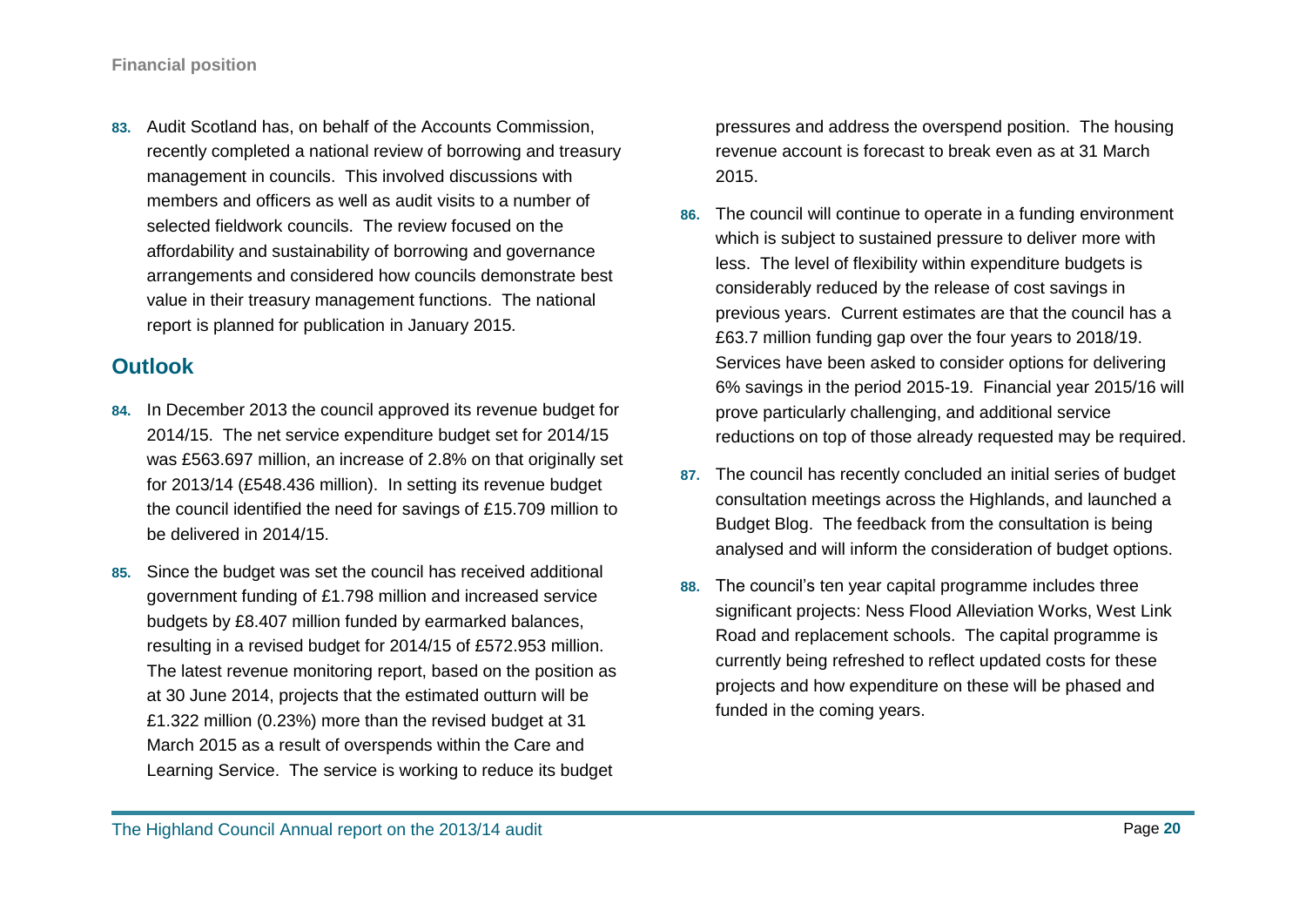83. Audit Scotland has, on behalf of the Accounts Commission, recently completed a national review of borrowing and treasury management in councils. This involved discussions with members and officers as well as audit visits to a number of selected fieldwork councils. The review focused on the affordability and sustainability of borrowing and governance arrangements and considered how councils demonstrate best value in their treasury management functions. The national report is planned for publication in January 2015.

## Outlook

84. In December 2013 the council approved its revenue budget for 2014/15. The net service expenditure budget set for 2014/15 was £563.697 million, an increase of 2.8% on that originally set for 2013/14 (£548.436 million). In setting its revenue budget the council identified the need for savings of £15.709 million to be delivered in 2014/15.

85. Since the budget was set the council has received additional government funding of £1.798 million and increased service budgets by £8.407 million funded by earmarked balances, resulting in a revised budget for 2014/15 of £572.953 million. The latest revenue monitoring report, based on the position as at 30 June 2014, projects that the estimated outturn will be £1.322 million (0.23%) more than the revised budget at 31 March 2015 as a result of overspends within the Care and Learning Service. The service is working to reduce its budget pressures and address the overspend position. The housing revenue account is forecast to break even as at 31 March 2015.

86. The council will continue to operate in a funding environment which is subject to sustained pressure to deliver more with less. The level of flexibility within expenditure budgets is considerably reduced by the release of cost savings in previous years. Current estimates are that the council has a £63.7 million funding gap over the four years to 2018/19. Services have been asked to consider options for delivering 6% savings in the period 2015-19. Financial year 2015/16 will prove particularly challenging, and additional service reductions on top of those already requested may be required.

87. The council has recently concluded an initial series of budget consultation meetings across the Highlands, and launched a Budget Blog. The feedback from the consultation is being analysed and will inform the consideration of budget options.

88. The council's ten year capital programme includes three significant projects: Ness Flood Alleviation Works, West Link Road and replacement schools. The capital programme is currently being refreshed to reflect updated costs for these projects and how expenditure on these will be phased and funded in the coming years.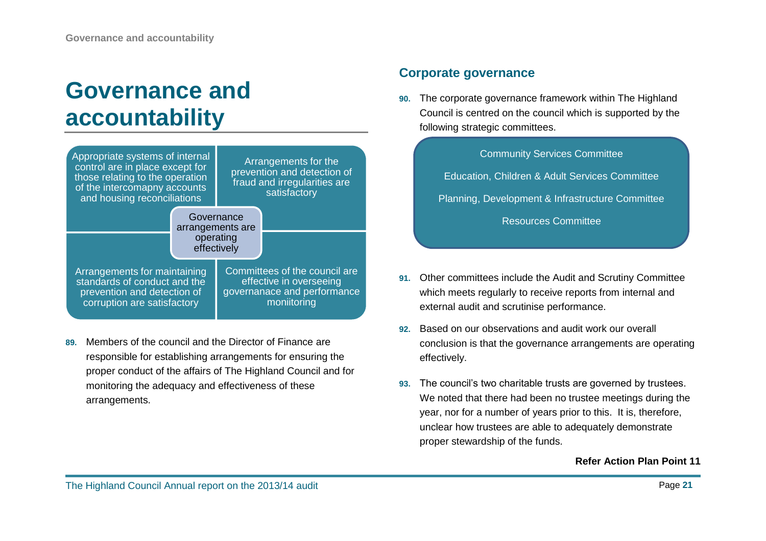# Governance and accountability

Appropriate systems of internal control are in place except for those relating to the operation of the intercomapny accounts and housing reconciliations

Arrangements for the prevention and detection of fraud and irregularities are satisfactory

Governance arrangements are operating effectively

Arrangements for maintaining standards of conduct and the prevention and detection of corruption are satisfactory

Committees of the council are effective in overseeing governanace and performance moniitoring

**89.** Members of the council and the Director of Finance are responsible for establishing arrangements for ensuring the proper conduct of the affairs of The Highland Council and for monitoring the adequacy and effectiveness of these arrangements.

## Corporate governance

**90.** The corporate governance framework within The Highland Council is centred on the council which is supported by the following strategic committees.

Community Services Committee

Education, Children & Adult Services Committee

Planning, Development & Infrastructure Committee

Resources Committee

**91.** Other committees include the Audit and Scrutiny Committee which meets regularly to receive reports from internal and external audit and scrutinise performance.

**92.** Based on our observations and audit work our overall conclusion is that the governance arrangements are operating effectively.

**93.** The council's two charitable trusts are governed by trustees. We noted that there had been no trustee meetings during the year, nor for a number of years prior to this. It is, therefore, unclear how trustees are able to adequately demonstrate proper stewardship of the funds.

**Refer Action Plan Point 11**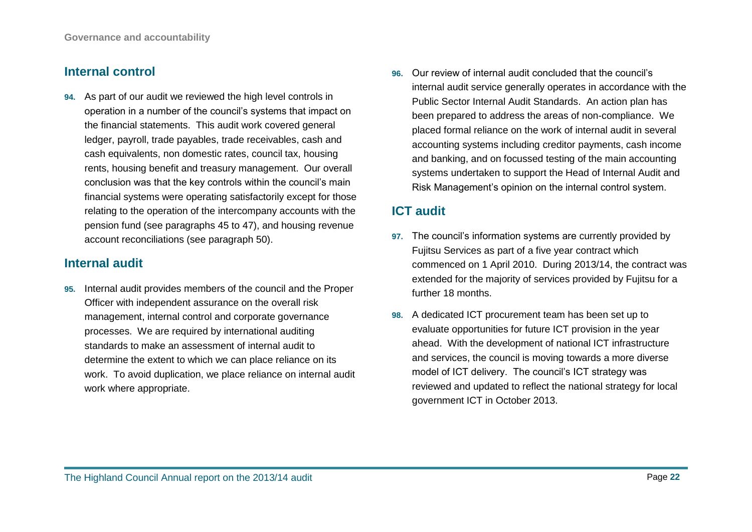## Internal control

**94.** As part of our audit we reviewed the high level controls in operation in a number of the council's systems that impact on the financial statements. This audit work covered general ledger, payroll, trade payables, trade receivables, cash and cash equivalents, non domestic rates, council tax, housing rents, housing benefit and treasury management. Our overall conclusion was that the key controls within the council's main financial systems were operating satisfactorily except for those relating to the operation of the intercompany accounts with the pension fund (see paragraphs 45 to 47), and housing revenue account reconciliations (see paragraph 50).

## Internal audit

**95.** Internal audit provides members of the council and the Proper Officer with independent assurance on the overall risk management, internal control and corporate governance processes. We are required by international auditing standards to make an assessment of internal audit to determine the extent to which we can place reliance on its work. To avoid duplication, we place reliance on internal audit work where appropriate.

**96.** Our review of internal audit concluded that the council's internal audit service generally operates in accordance with the Public Sector Internal Audit Standards. An action plan has been prepared to address the areas of non-compliance. We placed formal reliance on the work of internal audit in several accounting systems including creditor payments, cash income and banking, and on focussed testing of the main accounting systems undertaken to support the Head of Internal Audit and Risk Management's opinion on the internal control system.

## ICT audit

**97.** The council's information systems are currently provided by Fujitsu Services as part of a five year contract which commenced on 1 April 2010. During 2013/14, the contract was extended for the majority of services provided by Fujitsu for a further 18 months.

**98.** A dedicated ICT procurement team has been set up to evaluate opportunities for future ICT provision in the year ahead. With the development of national ICT infrastructure and services, the council is moving towards a more diverse model of ICT delivery. The council's ICT strategy was reviewed and updated to reflect the national strategy for local government ICT in October 2013.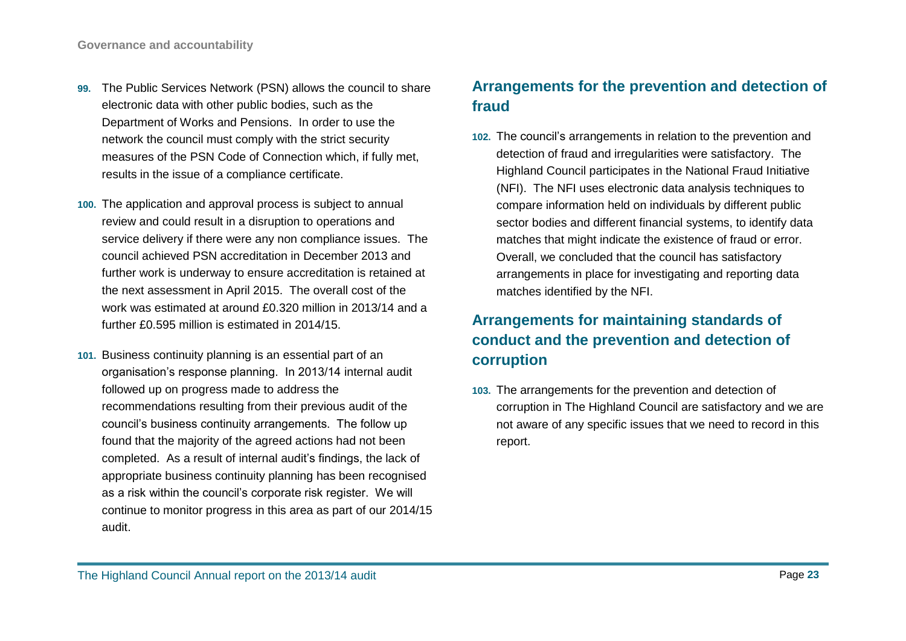99. The Public Services Network (PSN) allows the council to share electronic data with other public bodies, such as the Department of Works and Pensions. In order to use the network the council must comply with the strict security measures of the PSN Code of Connection which, if fully met, results in the issue of a compliance certificate.

100. The application and approval process is subject to annual review and could result in a disruption to operations and service delivery if there were any non compliance issues. The council achieved PSN accreditation in December 2013 and further work is underway to ensure accreditation is retained at the next assessment in April 2015. The overall cost of the work was estimated at around £0.320 million in 2013/14 and a further £0.595 million is estimated in 2014/15.

101. Business continuity planning is an essential part of an organisation's response planning. In 2013/14 internal audit followed up on progress made to address the recommendations resulting from their previous audit of the council's business continuity arrangements. The follow up found that the majority of the agreed actions had not been completed. As a result of internal audit's findings, the lack of appropriate business continuity planning has been recognised as a risk within the council's corporate risk register. We will continue to monitor progress in this area as part of our 2014/15 audit.

## Arrangements for the prevention and detection of fraud

102. The council's arrangements in relation to the prevention and detection of fraud and irregularities were satisfactory. The Highland Council participates in the National Fraud Initiative (NFI). The NFI uses electronic data analysis techniques to compare information held on individuals by different public sector bodies and different financial systems, to identify data matches that might indicate the existence of fraud or error. Overall, we concluded that the council has satisfactory arrangements in place for investigating and reporting data matches identified by the NFI.

## Arrangements for maintaining standards of conduct and the prevention and detection of corruption

103. The arrangements for the prevention and detection of corruption in The Highland Council are satisfactory and we are not aware of any specific issues that we need to record in this report.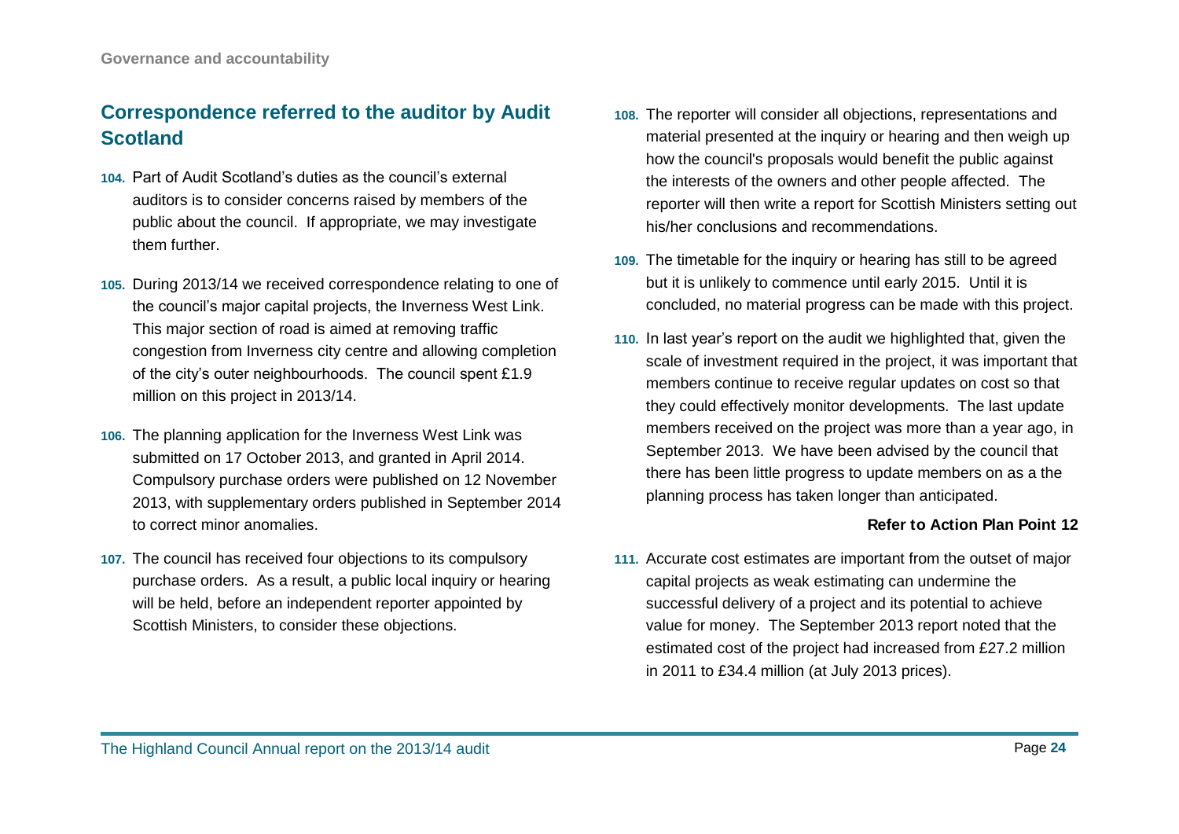## Correspondence referred to the auditor by Audit Scotland

**104.** Part of Audit Scotland's duties as the council's external auditors is to consider concerns raised by members of the public about the council. If appropriate, we may investigate them further.

**105.** During 2013/14 we received correspondence relating to one of the council's major capital projects, the Inverness West Link. This major section of road is aimed at removing traffic congestion from Inverness city centre and allowing completion of the city's outer neighbourhoods. The council spent £1.9 million on this project in 2013/14.

**106.** The planning application for the Inverness West Link was submitted on 17 October 2013, and granted in April 2014. Compulsory purchase orders were published on 12 November 2013, with supplementary orders published in September 2014 to correct minor anomalies.

**107.** The council has received four objections to its compulsory purchase orders. As a result, a public local inquiry or hearing will be held, before an independent reporter appointed by Scottish Ministers, to consider these objections.

**108.** The reporter will consider all objections, representations and material presented at the inquiry or hearing and then weigh up how the council's proposals would benefit the public against the interests of the owners and other people affected. The reporter will then write a report for Scottish Ministers setting out his/her conclusions and recommendations.

**109.** The timetable for the inquiry or hearing has still to be agreed but it is unlikely to commence until early 2015. Until it is concluded, no material progress can be made with this project.

**110.** In last year's report on the audit we highlighted that, given the scale of investment required in the project, it was important that members continue to receive regular updates on cost so that they could effectively monitor developments. The last update members received on the project was more than a year ago, in September 2013. We have been advised by the council that there has been little progress to update members on as a the planning process has taken longer than anticipated.

**Refer to Action Plan Point 12**

**111.** Accurate cost estimates are important from the outset of major capital projects as weak estimating can undermine the successful delivery of a project and its potential to achieve value for money. The September 2013 report noted that the estimated cost of the project had increased from £27.2 million in 2011 to £34.4 million (at July 2013 prices).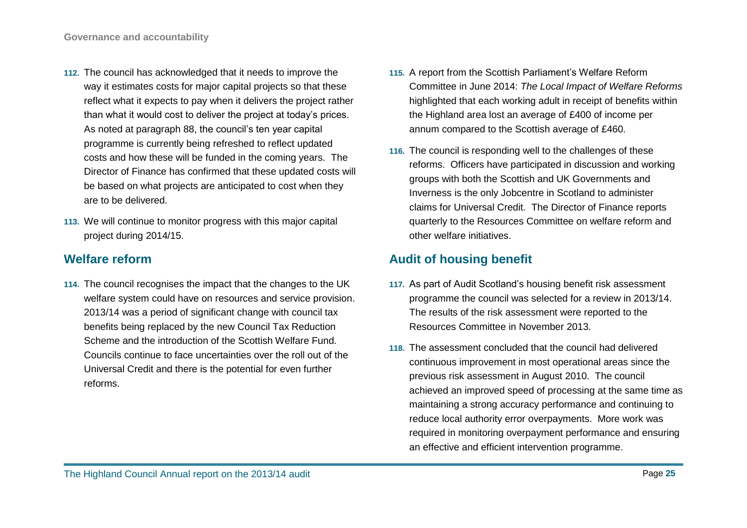112. The council has acknowledged that it needs to improve the way it estimates costs for major capital projects so that these reflect what it expects to pay when it delivers the project rather than what it would cost to deliver the project at today's prices. As noted at paragraph 88, the council's ten year capital programme is currently being refreshed to reflect updated costs and how these will be funded in the coming years. The Director of Finance has confirmed that these updated costs will be based on what projects are anticipated to cost when they are to be delivered.

113. We will continue to monitor progress with this major capital project during 2014/15.

## Welfare reform

114. The council recognises the impact that the changes to the UK welfare system could have on resources and service provision. 2013/14 was a period of significant change with council tax benefits being replaced by the new Council Tax Reduction Scheme and the introduction of the Scottish Welfare Fund. Councils continue to face uncertainties over the roll out of the Universal Credit and there is the potential for even further reforms.

115. A report from the Scottish Parliament's Welfare Reform Committee in June 2014: *The Local Impact of Welfare Reforms* highlighted that each working adult in receipt of benefits within the Highland area lost an average of £400 of income per annum compared to the Scottish average of £460.

116. The council is responding well to the challenges of these reforms. Officers have participated in discussion and working groups with both the Scottish and UK Governments and Inverness is the only Jobcentre in Scotland to administer claims for Universal Credit. The Director of Finance reports quarterly to the Resources Committee on welfare reform and other welfare initiatives.

## Audit of housing benefit

117. As part of Audit Scotland's housing benefit risk assessment programme the council was selected for a review in 2013/14. The results of the risk assessment were reported to the Resources Committee in November 2013.

118. The assessment concluded that the council had delivered continuous improvement in most operational areas since the previous risk assessment in August 2010. The council achieved an improved speed of processing at the same time as maintaining a strong accuracy performance and continuing to reduce local authority error overpayments. More work was required in monitoring overpayment performance and ensuring an effective and efficient intervention programme.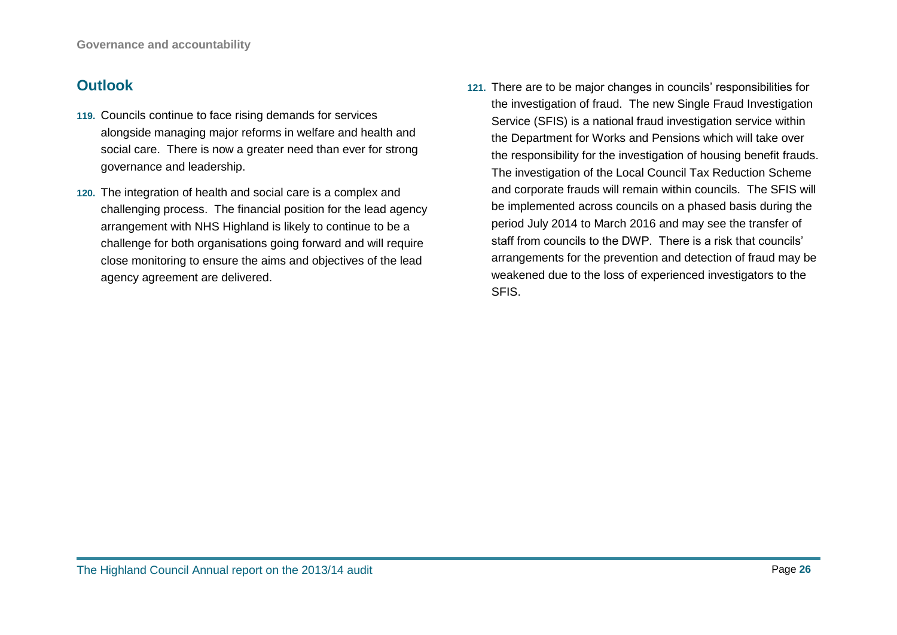## Outlook

**119.** Councils continue to face rising demands for services alongside managing major reforms in welfare and health and social care. There is now a greater need than ever for strong governance and leadership.

**120.** The integration of health and social care is a complex and challenging process. The financial position for the lead agency arrangement with NHS Highland is likely to continue to be a challenge for both organisations going forward and will require close monitoring to ensure the aims and objectives of the lead agency agreement are delivered.

**121.** There are to be major changes in councils' responsibilities for the investigation of fraud. The new Single Fraud Investigation Service (SFIS) is a national fraud investigation service within the Department for Works and Pensions which will take over the responsibility for the investigation of housing benefit frauds. The investigation of the Local Council Tax Reduction Scheme and corporate frauds will remain within councils. The SFIS will be implemented across councils on a phased basis during the period July 2014 to March 2016 and may see the transfer of staff from councils to the DWP. There is a risk that councils' arrangements for the prevention and detection of fraud may be weakened due to the loss of experienced investigators to the SFIS.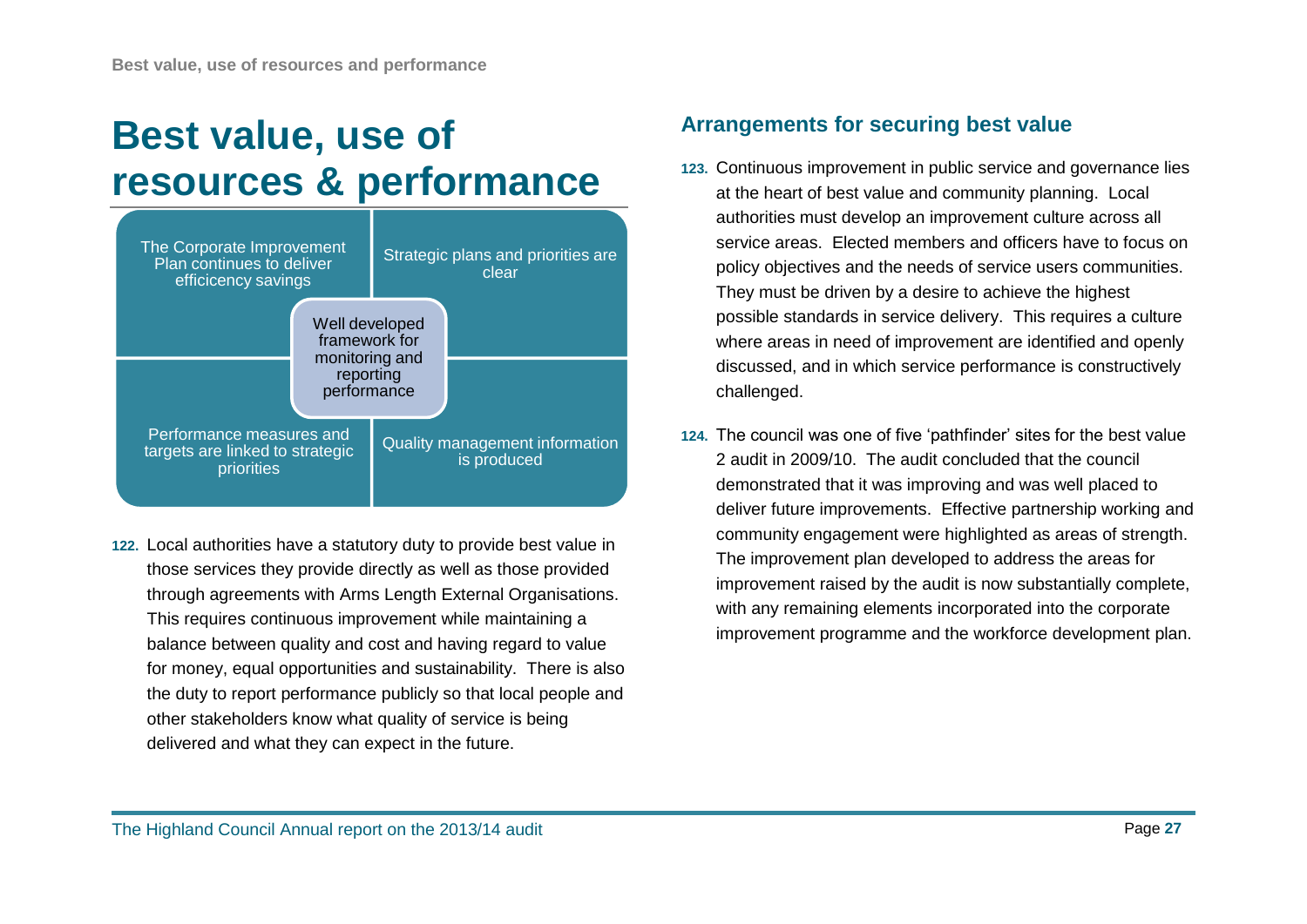# Best value, use of resources & performance

The Corporate Improvement Plan continues to deliver efficicency savings

Strategic plans and priorities are clear

Well developed framework for monitoring and reporting performance

Performance measures and targets are linked to strategic priorities

Quality management information is produced

**122.** Local authorities have a statutory duty to provide best value in those services they provide directly as well as those provided through agreements with Arms Length External Organisations. This requires continuous improvement while maintaining a balance between quality and cost and having regard to value for money, equal opportunities and sustainability. There is also the duty to report performance publicly so that local people and other stakeholders know what quality of service is being delivered and what they can expect in the future.

## Arrangements for securing best value

**123.** Continuous improvement in public service and governance lies at the heart of best value and community planning. Local authorities must develop an improvement culture across all service areas. Elected members and officers have to focus on policy objectives and the needs of service users communities. They must be driven by a desire to achieve the highest possible standards in service delivery. This requires a culture where areas in need of improvement are identified and openly discussed, and in which service performance is constructively challenged.

**124.** The council was one of five 'pathfinder' sites for the best value 2 audit in 2009/10. The audit concluded that the council demonstrated that it was improving and was well placed to deliver future improvements. Effective partnership working and community engagement were highlighted as areas of strength. The improvement plan developed to address the areas for improvement raised by the audit is now substantially complete, with any remaining elements incorporated into the corporate improvement programme and the workforce development plan.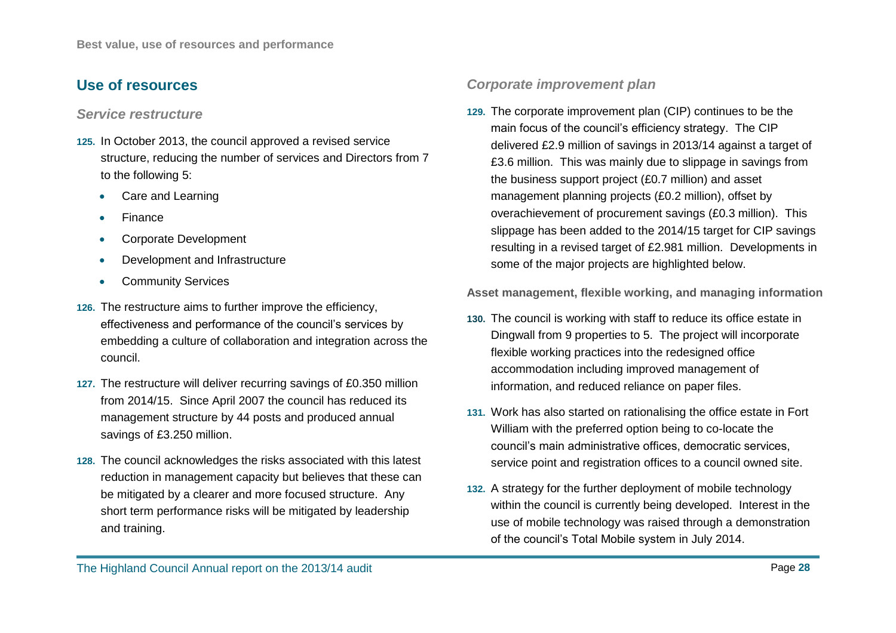## Use of resources

### *Service restructure*

**125.** In October 2013, the council approved a revised service structure, reducing the number of services and Directors from 7 to the following 5:

- Care and Learning
- Finance
- Corporate Development
- Development and Infrastructure
- Community Services

**126.** The restructure aims to further improve the efficiency, effectiveness and performance of the council's services by embedding a culture of collaboration and integration across the council.

**127.** The restructure will deliver recurring savings of £0.350 million from 2014/15. Since April 2007 the council has reduced its management structure by 44 posts and produced annual savings of £3.250 million.

**128.** The council acknowledges the risks associated with this latest reduction in management capacity but believes that these can be mitigated by a clearer and more focused structure. Any short term performance risks will be mitigated by leadership and training.

### *Corporate improvement plan*

**129.** The corporate improvement plan (CIP) continues to be the main focus of the council's efficiency strategy. The CIP delivered £2.9 million of savings in 2013/14 against a target of £3.6 million. This was mainly due to slippage in savings from the business support project (£0.7 million) and asset management planning projects (£0.2 million), offset by overachievement of procurement savings (£0.3 million). This slippage has been added to the 2014/15 target for CIP savings resulting in a revised target of £2.981 million. Developments in some of the major projects are highlighted below.

#### Asset management, flexible working, and managing information

**130.** The council is working with staff to reduce its office estate in Dingwall from 9 properties to 5. The project will incorporate flexible working practices into the redesigned office accommodation including improved management of information, and reduced reliance on paper files.

**131.** Work has also started on rationalising the office estate in Fort William with the preferred option being to co-locate the council's main administrative offices, democratic services, service point and registration offices to a council owned site.

**132.** A strategy for the further deployment of mobile technology within the council is currently being developed. Interest in the use of mobile technology was raised through a demonstration of the council's Total Mobile system in July 2014.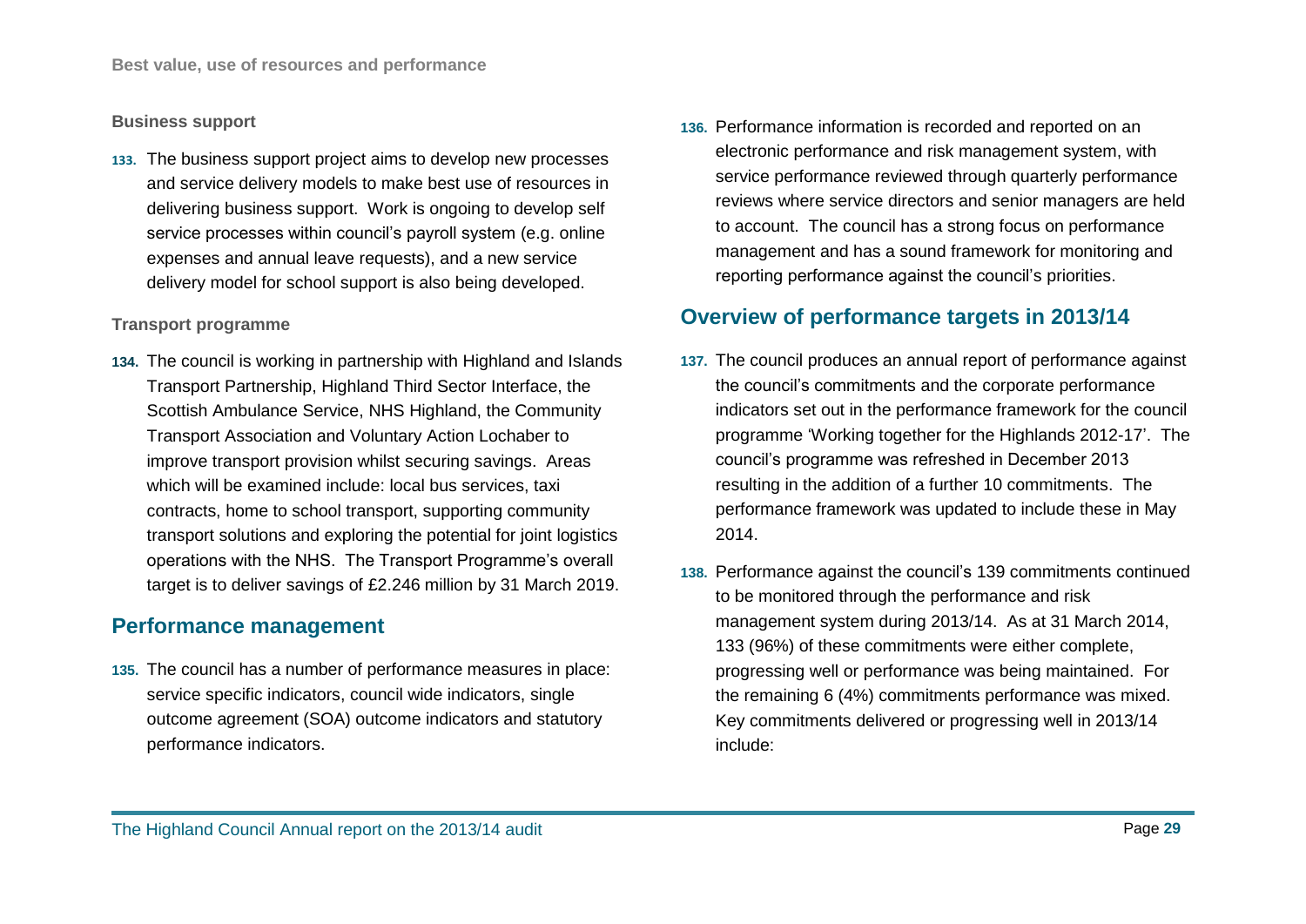**Business support**

133. The business support project aims to develop new processes and service delivery models to make best use of resources in delivering business support. Work is ongoing to develop self service processes within council's payroll system (e.g. online expenses and annual leave requests), and a new service delivery model for school support is also being developed.

**Transport programme**

134. The council is working in partnership with Highland and Islands Transport Partnership, Highland Third Sector Interface, the Scottish Ambulance Service, NHS Highland, the Community Transport Association and Voluntary Action Lochaber to improve transport provision whilst securing savings. Areas which will be examined include: local bus services, taxi contracts, home to school transport, supporting community transport solutions and exploring the potential for joint logistics operations with the NHS. The Transport Programme's overall target is to deliver savings of £2.246 million by 31 March 2019.

## Performance management

135. The council has a number of performance measures in place: service specific indicators, council wide indicators, single outcome agreement (SOA) outcome indicators and statutory performance indicators.

136. Performance information is recorded and reported on an electronic performance and risk management system, with service performance reviewed through quarterly performance reviews where service directors and senior managers are held to account. The council has a strong focus on performance management and has a sound framework for monitoring and reporting performance against the council's priorities.

## Overview of performance targets in 2013/14

137. The council produces an annual report of performance against the council's commitments and the corporate performance indicators set out in the performance framework for the council programme 'Working together for the Highlands 2012-17'. The council's programme was refreshed in December 2013 resulting in the addition of a further 10 commitments. The performance framework was updated to include these in May 2014.

138. Performance against the council's 139 commitments continued to be monitored through the performance and risk management system during 2013/14. As at 31 March 2014, 133 (96%) of these commitments were either complete, progressing well or performance was being maintained. For the remaining 6 (4%) commitments performance was mixed. Key commitments delivered or progressing well in 2013/14 include: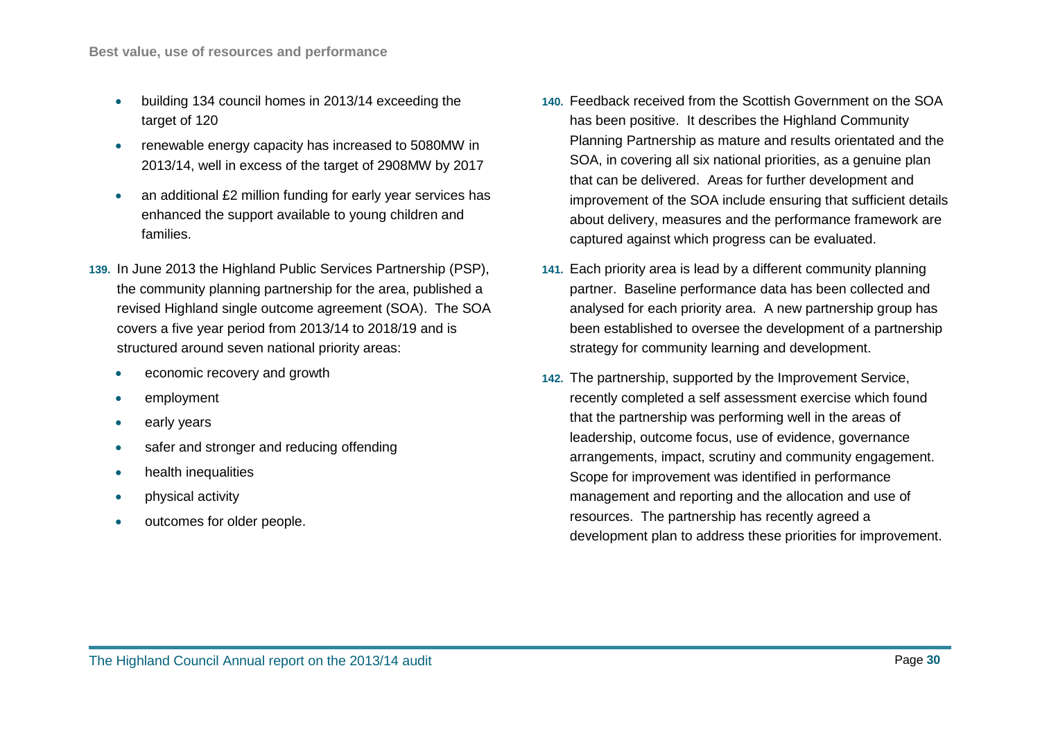- building 134 council homes in 2013/14 exceeding the target of 120
- renewable energy capacity has increased to 5080MW in 2013/14, well in excess of the target of 2908MW by 2017
- an additional £2 million funding for early year services has enhanced the support available to young children and families.

**139.** In June 2013 the Highland Public Services Partnership (PSP), the community planning partnership for the area, published a revised Highland single outcome agreement (SOA). The SOA covers a five year period from 2013/14 to 2018/19 and is structured around seven national priority areas:

- economic recovery and growth
- employment
- early years
- safer and stronger and reducing offending
- health inequalities
- physical activity
- outcomes for older people.

**140.** Feedback received from the Scottish Government on the SOA has been positive. It describes the Highland Community Planning Partnership as mature and results orientated and the SOA, in covering all six national priorities, as a genuine plan that can be delivered. Areas for further development and improvement of the SOA include ensuring that sufficient details about delivery, measures and the performance framework are captured against which progress can be evaluated.

**141.** Each priority area is lead by a different community planning partner. Baseline performance data has been collected and analysed for each priority area. A new partnership group has been established to oversee the development of a partnership strategy for community learning and development.

**142.** The partnership, supported by the Improvement Service, recently completed a self assessment exercise which found that the partnership was performing well in the areas of leadership, outcome focus, use of evidence, governance arrangements, impact, scrutiny and community engagement. Scope for improvement was identified in performance management and reporting and the allocation and use of resources. The partnership has recently agreed a development plan to address these priorities for improvement.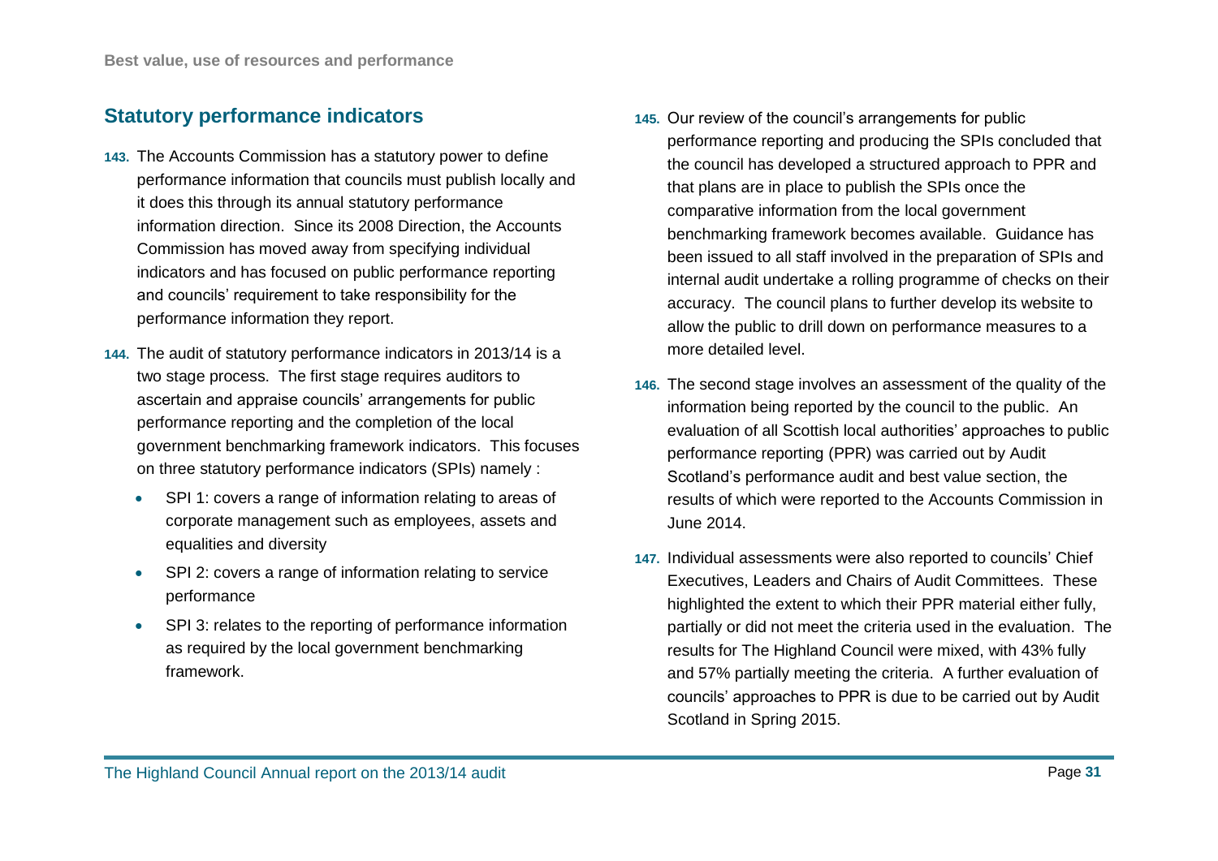## Statutory performance indicators

143. The Accounts Commission has a statutory power to define performance information that councils must publish locally and it does this through its annual statutory performance information direction. Since its 2008 Direction, the Accounts Commission has moved away from specifying individual indicators and has focused on public performance reporting and councils' requirement to take responsibility for the performance information they report.

144. The audit of statutory performance indicators in 2013/14 is a two stage process. The first stage requires auditors to ascertain and appraise councils' arrangements for public performance reporting and the completion of the local government benchmarking framework indicators. This focuses on three statutory performance indicators (SPIs) namely :

- SPI 1: covers a range of information relating to areas of corporate management such as employees, assets and equalities and diversity
- SPI 2: covers a range of information relating to service performance
- SPI 3: relates to the reporting of performance information as required by the local government benchmarking framework.

145. Our review of the council's arrangements for public performance reporting and producing the SPIs concluded that the council has developed a structured approach to PPR and that plans are in place to publish the SPIs once the comparative information from the local government benchmarking framework becomes available. Guidance has been issued to all staff involved in the preparation of SPIs and internal audit undertake a rolling programme of checks on their accuracy. The council plans to further develop its website to allow the public to drill down on performance measures to a more detailed level.

146. The second stage involves an assessment of the quality of the information being reported by the council to the public. An evaluation of all Scottish local authorities' approaches to public performance reporting (PPR) was carried out by Audit Scotland's performance audit and best value section, the results of which were reported to the Accounts Commission in June 2014.

147. Individual assessments were also reported to councils' Chief Executives, Leaders and Chairs of Audit Committees. These highlighted the extent to which their PPR material either fully, partially or did not meet the criteria used in the evaluation. The results for The Highland Council were mixed, with 43% fully and 57% partially meeting the criteria. A further evaluation of councils' approaches to PPR is due to be carried out by Audit Scotland in Spring 2015.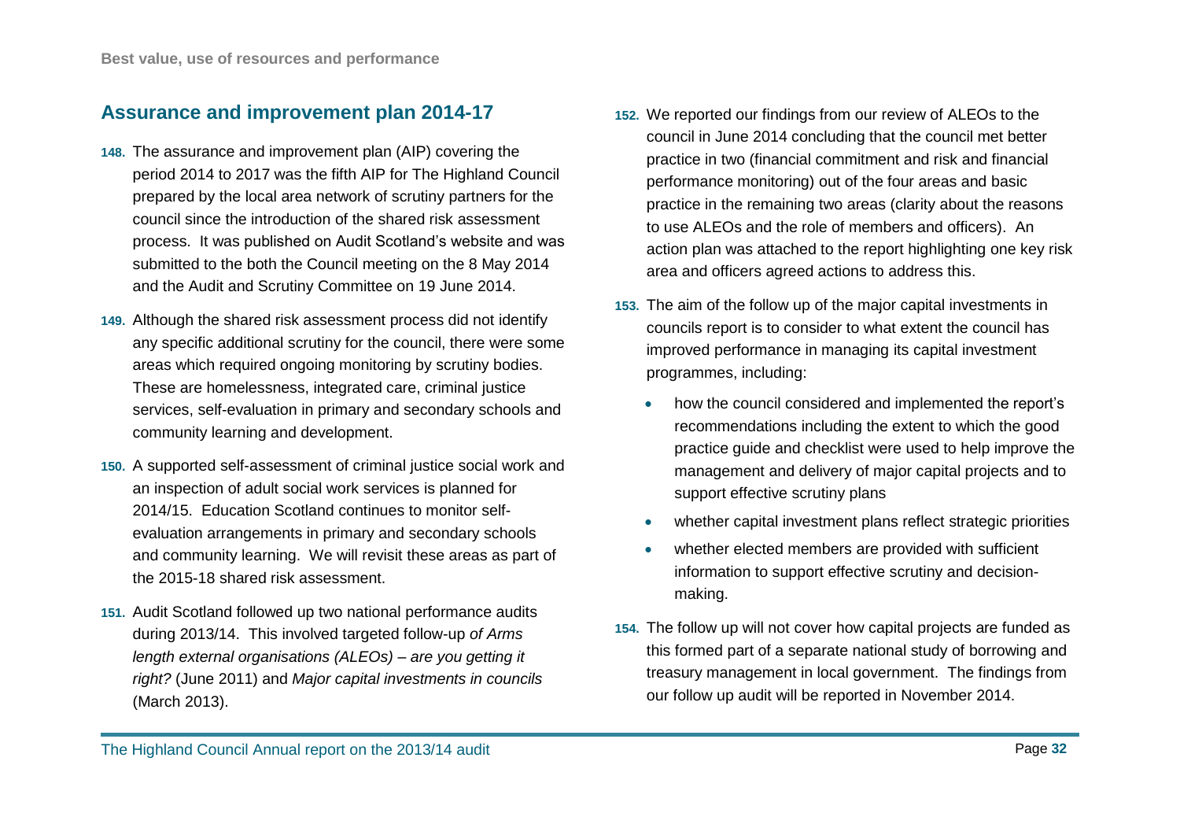## Assurance and improvement plan 2014-17

148. The assurance and improvement plan (AIP) covering the period 2014 to 2017 was the fifth AIP for The Highland Council prepared by the local area network of scrutiny partners for the council since the introduction of the shared risk assessment process. It was published on Audit Scotland's website and was submitted to the both the Council meeting on the 8 May 2014 and the Audit and Scrutiny Committee on 19 June 2014.

149. Although the shared risk assessment process did not identify any specific additional scrutiny for the council, there were some areas which required ongoing monitoring by scrutiny bodies. These are homelessness, integrated care, criminal justice services, self-evaluation in primary and secondary schools and community learning and development.

150. A supported self-assessment of criminal justice social work and an inspection of adult social work services is planned for 2014/15. Education Scotland continues to monitor self-evaluation arrangements in primary and secondary schools and community learning. We will revisit these areas as part of the 2015-18 shared risk assessment.

151. Audit Scotland followed up two national performance audits during 2013/14. This involved targeted follow-up *of Arms length external organisations (ALEOs) – are you getting it right?* (June 2011) and *Major capital investments in councils* (March 2013).

152. We reported our findings from our review of ALEOs to the council in June 2014 concluding that the council met better practice in two (financial commitment and risk and financial performance monitoring) out of the four areas and basic practice in the remaining two areas (clarity about the reasons to use ALEOs and the role of members and officers). An action plan was attached to the report highlighting one key risk area and officers agreed actions to address this.

153. The aim of the follow up of the major capital investments in councils report is to consider to what extent the council has improved performance in managing its capital investment programmes, including:

- how the council considered and implemented the report's recommendations including the extent to which the good practice guide and checklist were used to help improve the management and delivery of major capital projects and to support effective scrutiny plans
- whether capital investment plans reflect strategic priorities
- whether elected members are provided with sufficient information to support effective scrutiny and decision-making.

154. The follow up will not cover how capital projects are funded as this formed part of a separate national study of borrowing and treasury management in local government. The findings from our follow up audit will be reported in November 2014.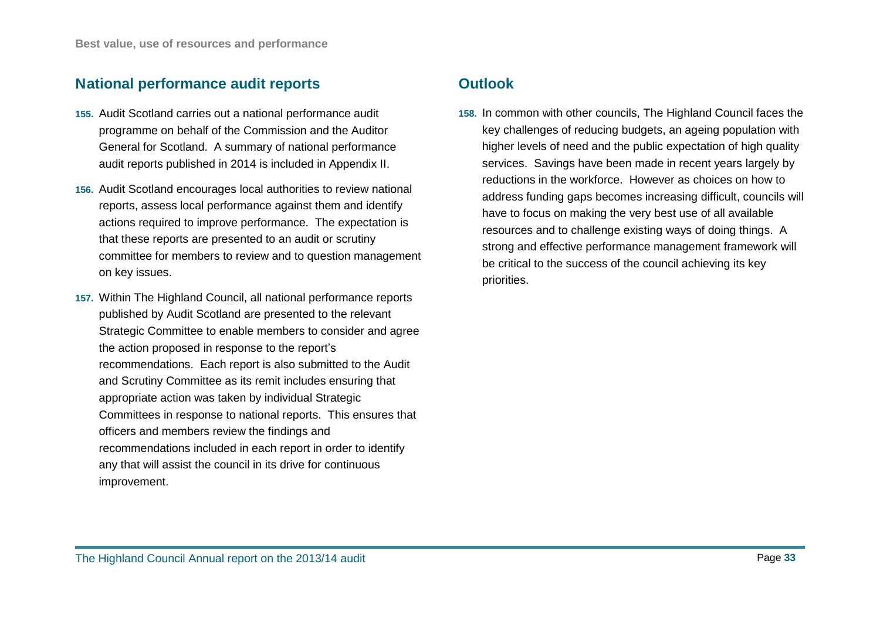## National performance audit reports

155. Audit Scotland carries out a national performance audit programme on behalf of the Commission and the Auditor General for Scotland. A summary of national performance audit reports published in 2014 is included in Appendix II.

156. Audit Scotland encourages local authorities to review national reports, assess local performance against them and identify actions required to improve performance. The expectation is that these reports are presented to an audit or scrutiny committee for members to review and to question management on key issues.

157. Within The Highland Council, all national performance reports published by Audit Scotland are presented to the relevant Strategic Committee to enable members to consider and agree the action proposed in response to the report's recommendations. Each report is also submitted to the Audit and Scrutiny Committee as its remit includes ensuring that appropriate action was taken by individual Strategic Committees in response to national reports. This ensures that officers and members review the findings and recommendations included in each report in order to identify any that will assist the council in its drive for continuous improvement.

## Outlook

158. In common with other councils, The Highland Council faces the key challenges of reducing budgets, an ageing population with higher levels of need and the public expectation of high quality services. Savings have been made in recent years largely by reductions in the workforce. However as choices on how to address funding gaps becomes increasing difficult, councils will have to focus on making the very best use of all available resources and to challenge existing ways of doing things. A strong and effective performance management framework will be critical to the success of the council achieving its key priorities.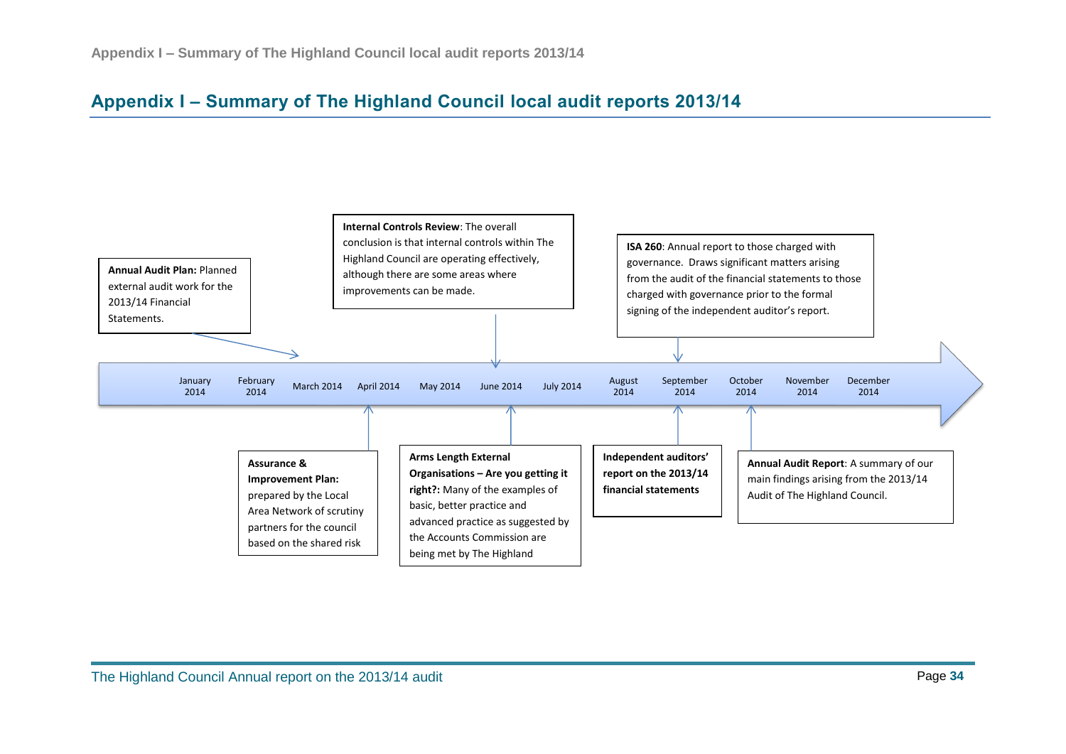## Appendix I – Summary of The Highland Council local audit reports 2013/14

January 2014 | February 2014 | March 2014 | April 2014 | May 2014 | June 2014 | July 2014 | August 2014 | September 2014 | October 2014 | November 2014 | December 2014

**Annual Audit Plan:** Planned external audit work for the 2013/14 Financial Statements.

**Assurance & Improvement Plan:** prepared by the Local Area Network of scrutiny partners for the council based on the shared risk

**Internal Controls Review**: The overall conclusion is that internal controls within The Highland Council are operating effectively, although there are some areas where improvements can be made.

**Arms Length External Organisations – Are you getting it right?:** Many of the examples of basic, better practice and advanced practice as suggested by the Accounts Commission are being met by The Highland

**ISA 260**: Annual report to those charged with governance. Draws significant matters arising from the audit of the financial statements to those charged with governance prior to the formal signing of the independent auditor's report.

**Independent auditors' report on the 2013/14 financial statements**

**Annual Audit Report**: A summary of our main findings arising from the 2013/14 Audit of The Highland Council.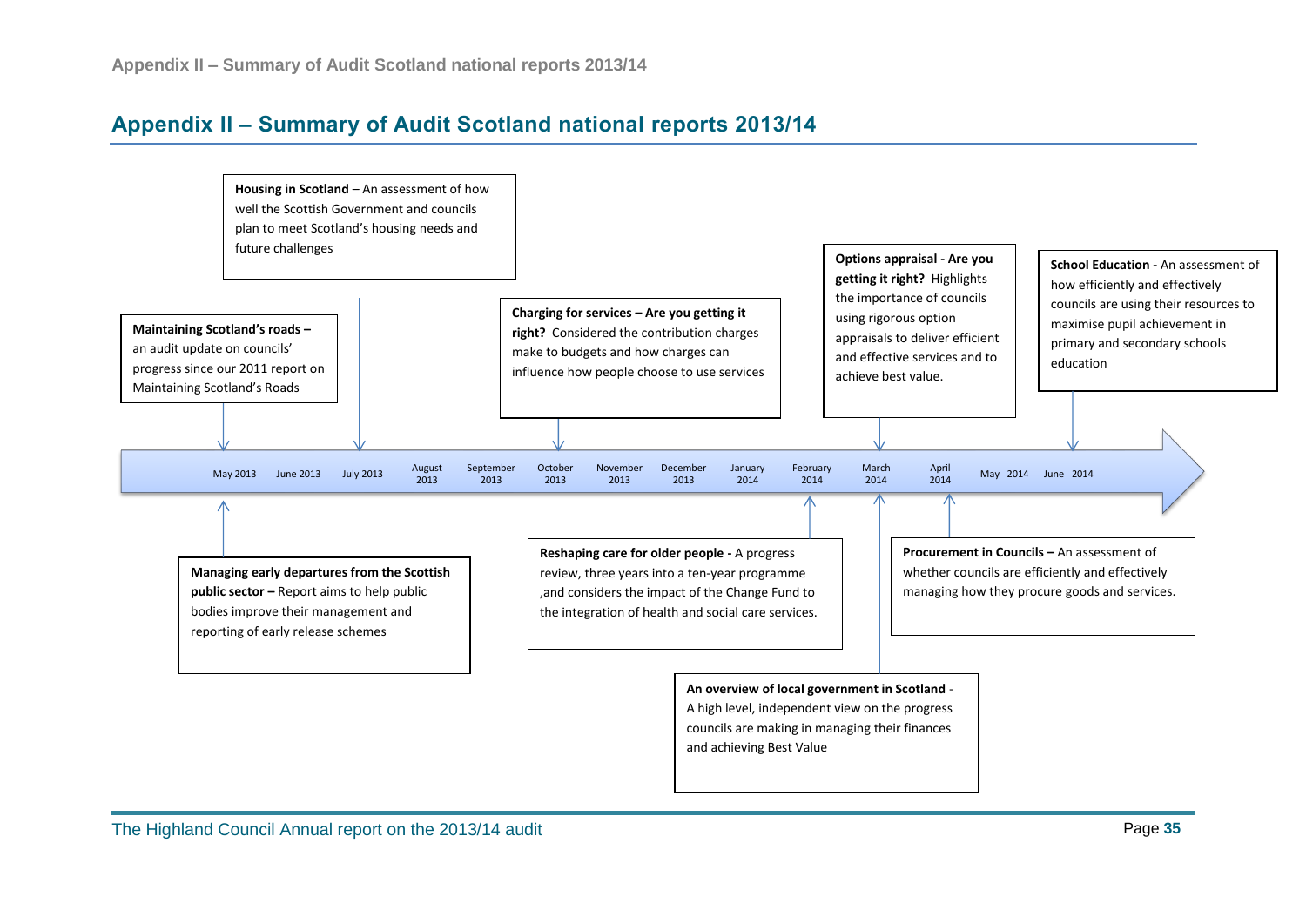## Appendix II – Summary of Audit Scotland national reports 2013/14

May 2013 | June 2013 | July 2013 | August 2013 | September 2013 | October 2013 | November 2013 | December 2013 | January 2014 | February 2014 | March 2014 | April 2014 | May 2014 | June 2014

**Maintaining Scotland's roads –** an audit update on councils' progress since our 2011 report on Maintaining Scotland's Roads

**Managing early departures from the Scottish public sector –** Report aims to help public bodies improve their management and reporting of early release schemes

**Housing in Scotland** – An assessment of how well the Scottish Government and councils plan to meet Scotland's housing needs and future challenges

**Charging for services – Are you getting it right?** Considered the contribution charges make to budgets and how charges can influence how people choose to use services

**Reshaping care for older people -** A progress review, three years into a ten-year programme ,and considers the impact of the Change Fund to the integration of health and social care services.

**Options appraisal - Are you getting it right?** Highlights the importance of councils using rigorous option appraisals to deliver efficient and effective services and to achieve best value.

**An overview of local government in Scotland** - A high level, independent view on the progress councils are making in managing their finances and achieving Best Value

**Procurement in Councils –** An assessment of whether councils are efficiently and effectively managing how they procure goods and services.

**School Education -** An assessment of how efficiently and effectively councils are using their resources to maximise pupil achievement in primary and secondary schools education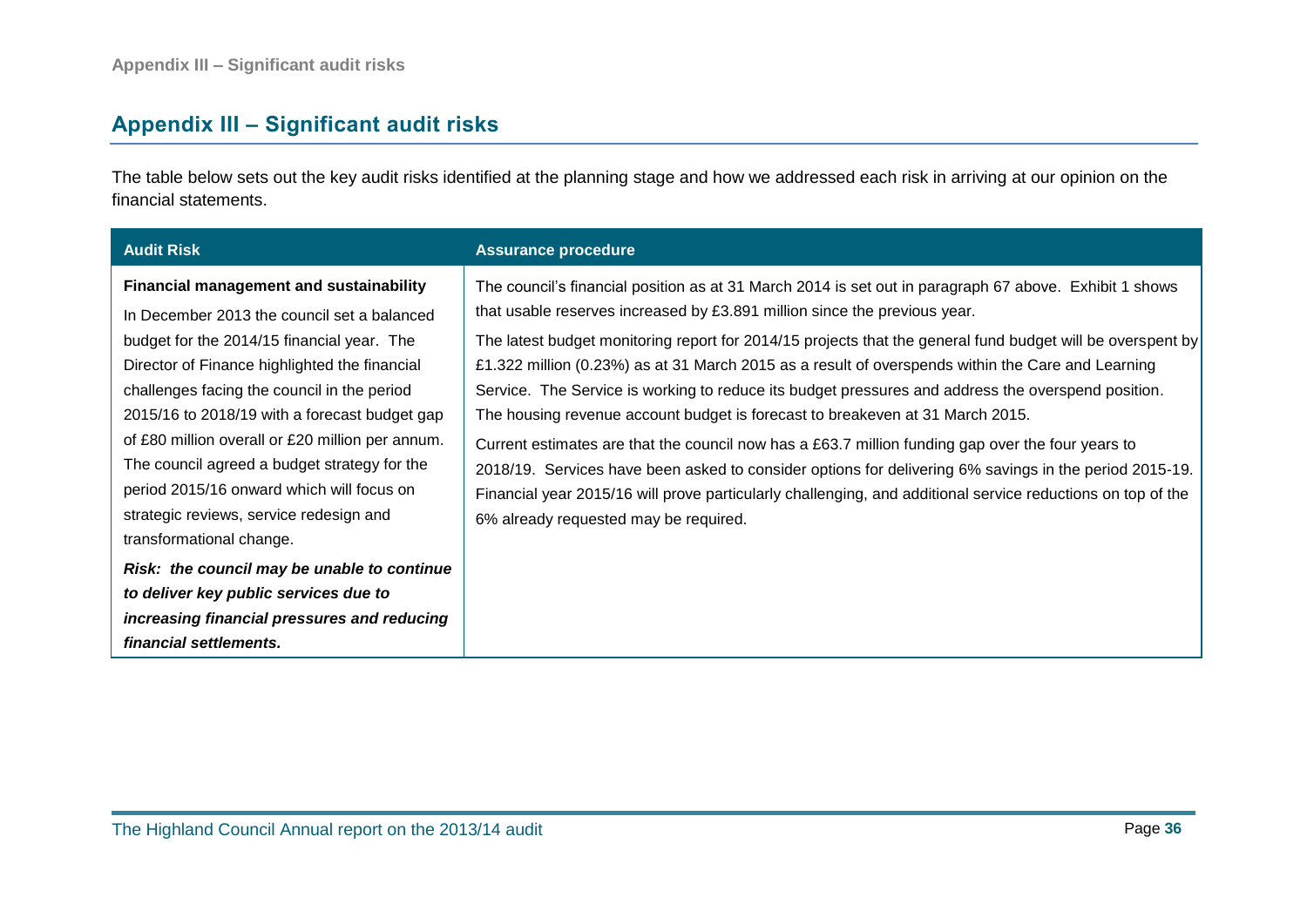## Appendix III – Significant audit risks

The table below sets out the key audit risks identified at the planning stage and how we addressed each risk in arriving at our opinion on the financial statements.

| Audit Risk | Assurance procedure |
| --- | --- |
| **Financial management and sustainability**<br>In December 2013 the council set a balanced budget for the 2014/15 financial year. The Director of Finance highlighted the financial challenges facing the council in the period 2015/16 to 2018/19 with a forecast budget gap of £80 million overall or £20 million per annum. The council agreed a budget strategy for the period 2015/16 onward which will focus on strategic reviews, service redesign and transformational change.<br>***Risk: the council may be unable to continue to deliver key public services due to increasing financial pressures and reducing financial settlements.*** | The council's financial position as at 31 March 2014 is set out in paragraph 67 above. Exhibit 1 shows that usable reserves increased by £3.891 million since the previous year.<br>The latest budget monitoring report for 2014/15 projects that the general fund budget will be overspent by £1.322 million (0.23%) as at 31 March 2015 as a result of overspends within the Care and Learning Service. The Service is working to reduce its budget pressures and address the overspend position. The housing revenue account budget is forecast to breakeven at 31 March 2015.<br>Current estimates are that the council now has a £63.7 million funding gap over the four years to 2018/19. Services have been asked to consider options for delivering 6% savings in the period 2015-19. Financial year 2015/16 will prove particularly challenging, and additional service reductions on top of the 6% already requested may be required. |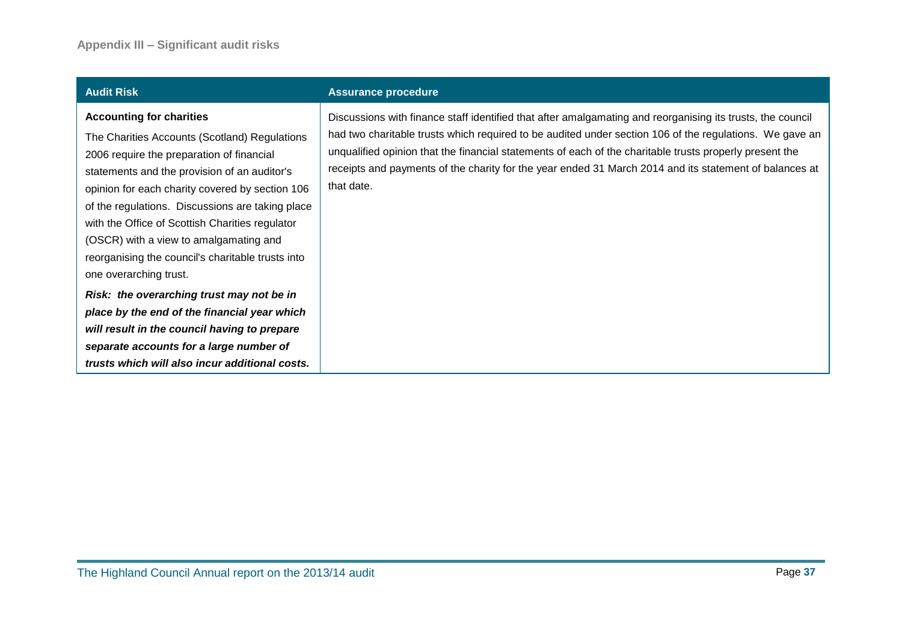## Appendix III – Significant audit risks

| Audit Risk | Assurance procedure |
| --- | --- |
| **Accounting for charities**<br><br>The Charities Accounts (Scotland) Regulations 2006 require the preparation of financial statements and the provision of an auditor's opinion for each charity covered by section 106 of the regulations. Discussions are taking place with the Office of Scottish Charities regulator (OSCR) with a view to amalgamating and reorganising the council's charitable trusts into one overarching trust.<br><br>***Risk: the overarching trust may not be in place by the end of the financial year which will result in the council having to prepare separate accounts for a large number of trusts which will also incur additional costs.*** | Discussions with finance staff identified that after amalgamating and reorganising its trusts, the council had two charitable trusts which required to be audited under section 106 of the regulations. We gave an unqualified opinion that the financial statements of each of the charitable trusts properly present the receipts and payments of the charity for the year ended 31 March 2014 and its statement of balances at that date. |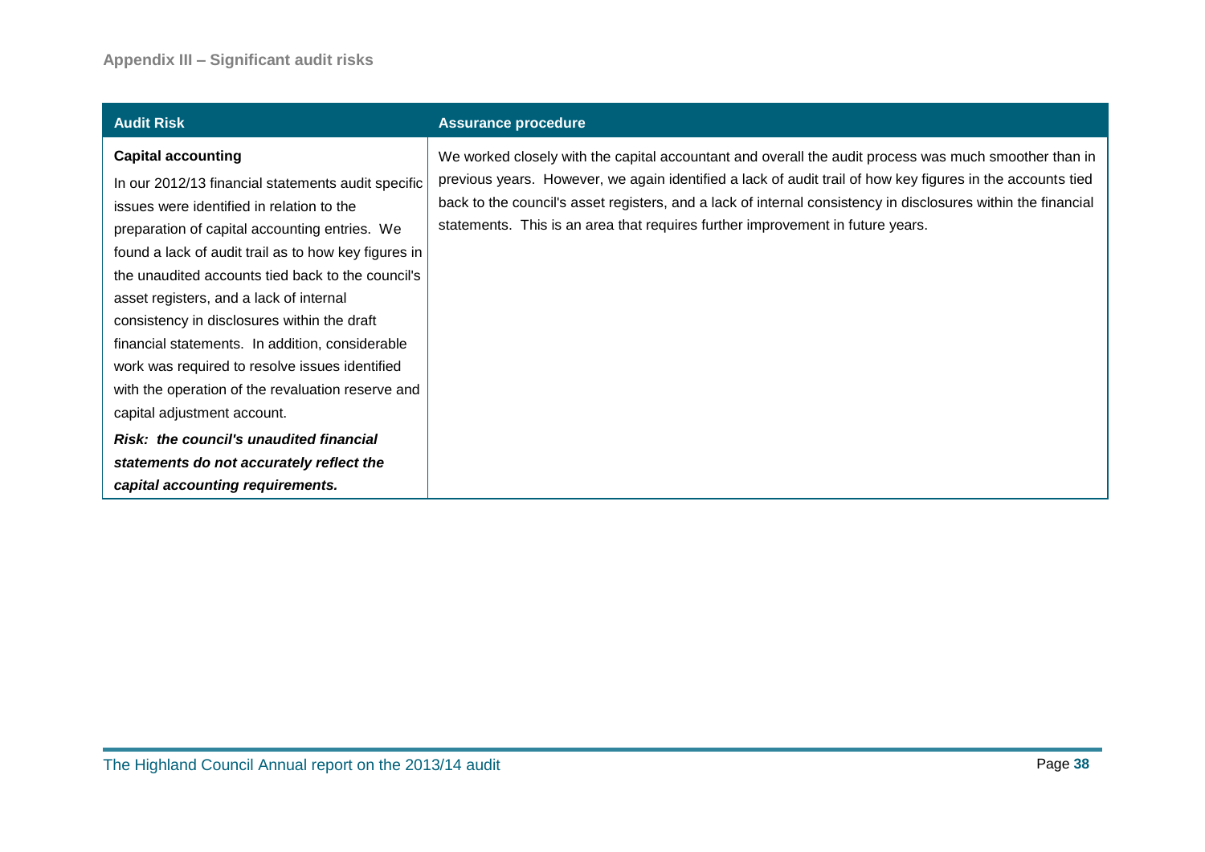## Appendix III – Significant audit risks

| Audit Risk | Assurance procedure |
|---|---|
| **Capital accounting**<br><br>In our 2012/13 financial statements audit specific issues were identified in relation to the preparation of capital accounting entries. We found a lack of audit trail as to how key figures in the unaudited accounts tied back to the council's asset registers, and a lack of internal consistency in disclosures within the draft financial statements. In addition, considerable work was required to resolve issues identified with the operation of the revaluation reserve and capital adjustment account.<br><br>***Risk: the council's unaudited financial statements do not accurately reflect the capital accounting requirements.*** | We worked closely with the capital accountant and overall the audit process was much smoother than in previous years. However, we again identified a lack of audit trail of how key figures in the accounts tied back to the council's asset registers, and a lack of internal consistency in disclosures within the financial statements. This is an area that requires further improvement in future years. |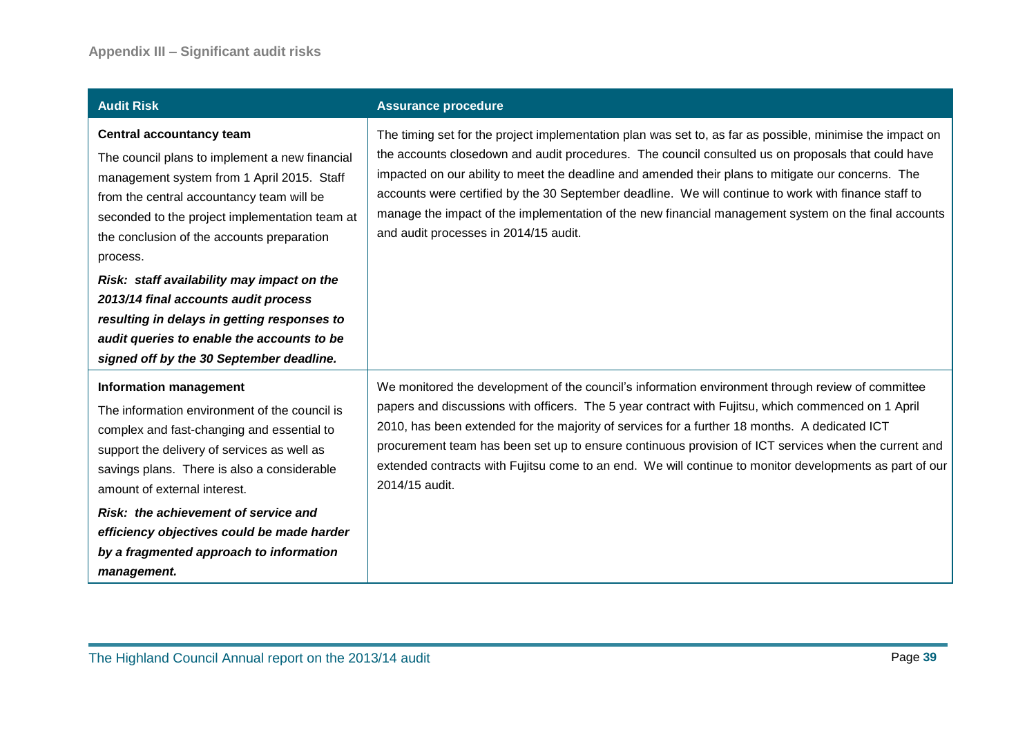## Appendix III – Significant audit risks

| Audit Risk | Assurance procedure |
| --- | --- |
| **Central accountancy team**<br><br>The council plans to implement a new financial management system from 1 April 2015. Staff from the central accountancy team will be seconded to the project implementation team at the conclusion of the accounts preparation process.<br><br>***Risk: staff availability may impact on the 2013/14 final accounts audit process resulting in delays in getting responses to audit queries to enable the accounts to be signed off by the 30 September deadline.*** | The timing set for the project implementation plan was set to, as far as possible, minimise the impact on the accounts closedown and audit procedures. The council consulted us on proposals that could have impacted on our ability to meet the deadline and amended their plans to mitigate our concerns. The accounts were certified by the 30 September deadline. We will continue to work with finance staff to manage the impact of the implementation of the new financial management system on the final accounts and audit processes in 2014/15 audit. |
| **Information management**<br><br>The information environment of the council is complex and fast-changing and essential to support the delivery of services as well as savings plans. There is also a considerable amount of external interest.<br><br>***Risk: the achievement of service and efficiency objectives could be made harder by a fragmented approach to information management.*** | We monitored the development of the council's information environment through review of committee papers and discussions with officers. The 5 year contract with Fujitsu, which commenced on 1 April 2010, has been extended for the majority of services for a further 18 months. A dedicated ICT procurement team has been set up to ensure continuous provision of ICT services when the current and extended contracts with Fujitsu come to an end. We will continue to monitor developments as part of our 2014/15 audit. |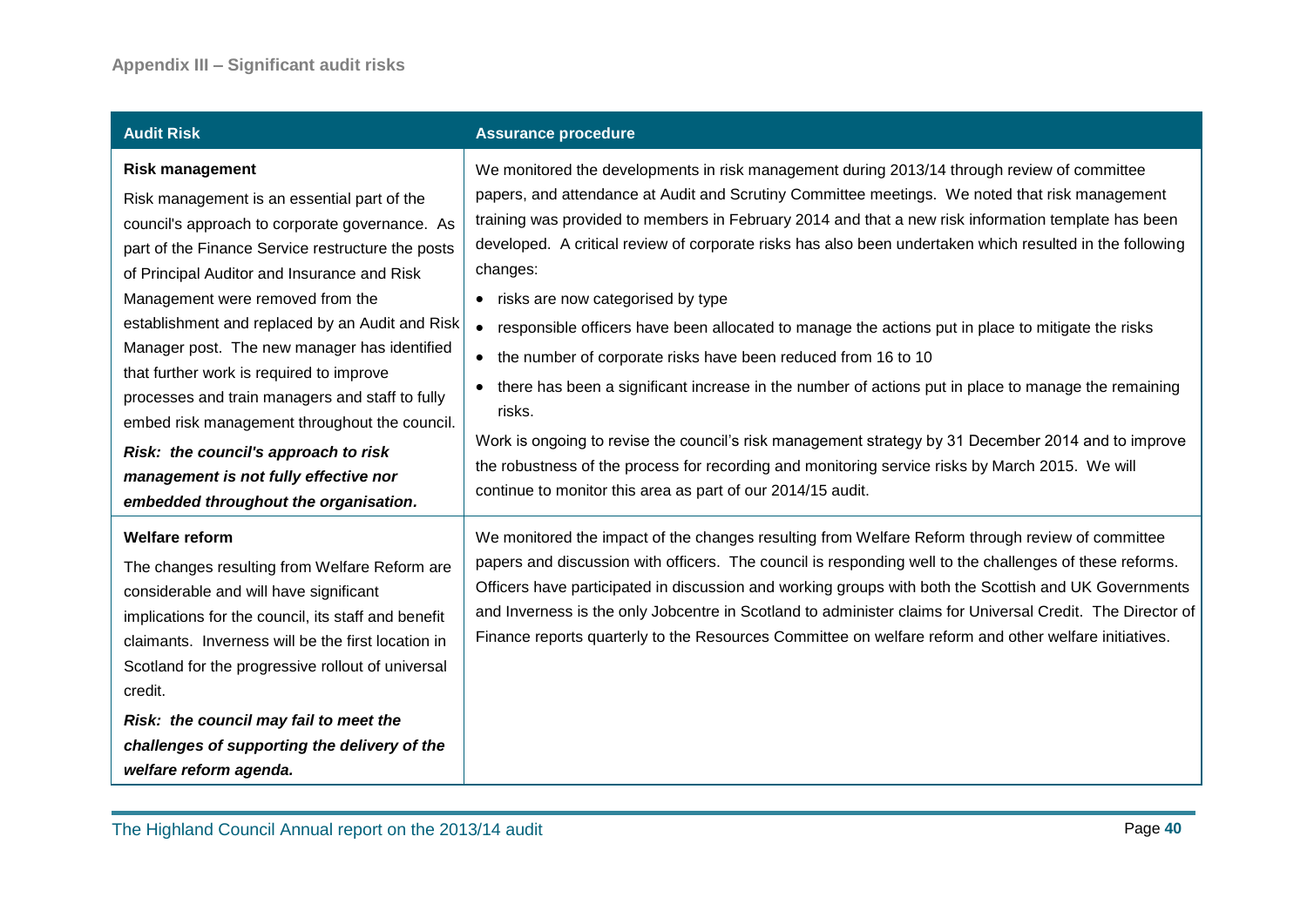## Appendix III – Significant audit risks

| Audit Risk | Assurance procedure |
| --- | --- |
| **Risk management**<br>Risk management is an essential part of the council's approach to corporate governance. As part of the Finance Service restructure the posts of Principal Auditor and Insurance and Risk Management were removed from the establishment and replaced by an Audit and Risk Manager post. The new manager has identified that further work is required to improve processes and train managers and staff to fully embed risk management throughout the council.<br>***Risk: the council's approach to risk management is not fully effective nor embedded throughout the organisation.*** | We monitored the developments in risk management during 2013/14 through review of committee papers, and attendance at Audit and Scrutiny Committee meetings. We noted that risk management training was provided to members in February 2014 and that a new risk information template has been developed. A critical review of corporate risks has also been undertaken which resulted in the following changes:<br>• risks are now categorised by type<br>• responsible officers have been allocated to manage the actions put in place to mitigate the risks<br>• the number of corporate risks have been reduced from 16 to 10<br>• there has been a significant increase in the number of actions put in place to manage the remaining risks.<br>Work is ongoing to revise the council's risk management strategy by 31 December 2014 and to improve the robustness of the process for recording and monitoring service risks by March 2015. We will continue to monitor this area as part of our 2014/15 audit. |
| **Welfare reform**<br>The changes resulting from Welfare Reform are considerable and will have significant implications for the council, its staff and benefit claimants. Inverness will be the first location in Scotland for the progressive rollout of universal credit.<br>***Risk: the council may fail to meet the challenges of supporting the delivery of the welfare reform agenda.*** | We monitored the impact of the changes resulting from Welfare Reform through review of committee papers and discussion with officers. The council is responding well to the challenges of these reforms. Officers have participated in discussion and working groups with both the Scottish and UK Governments and Inverness is the only Jobcentre in Scotland to administer claims for Universal Credit. The Director of Finance reports quarterly to the Resources Committee on welfare reform and other welfare initiatives. |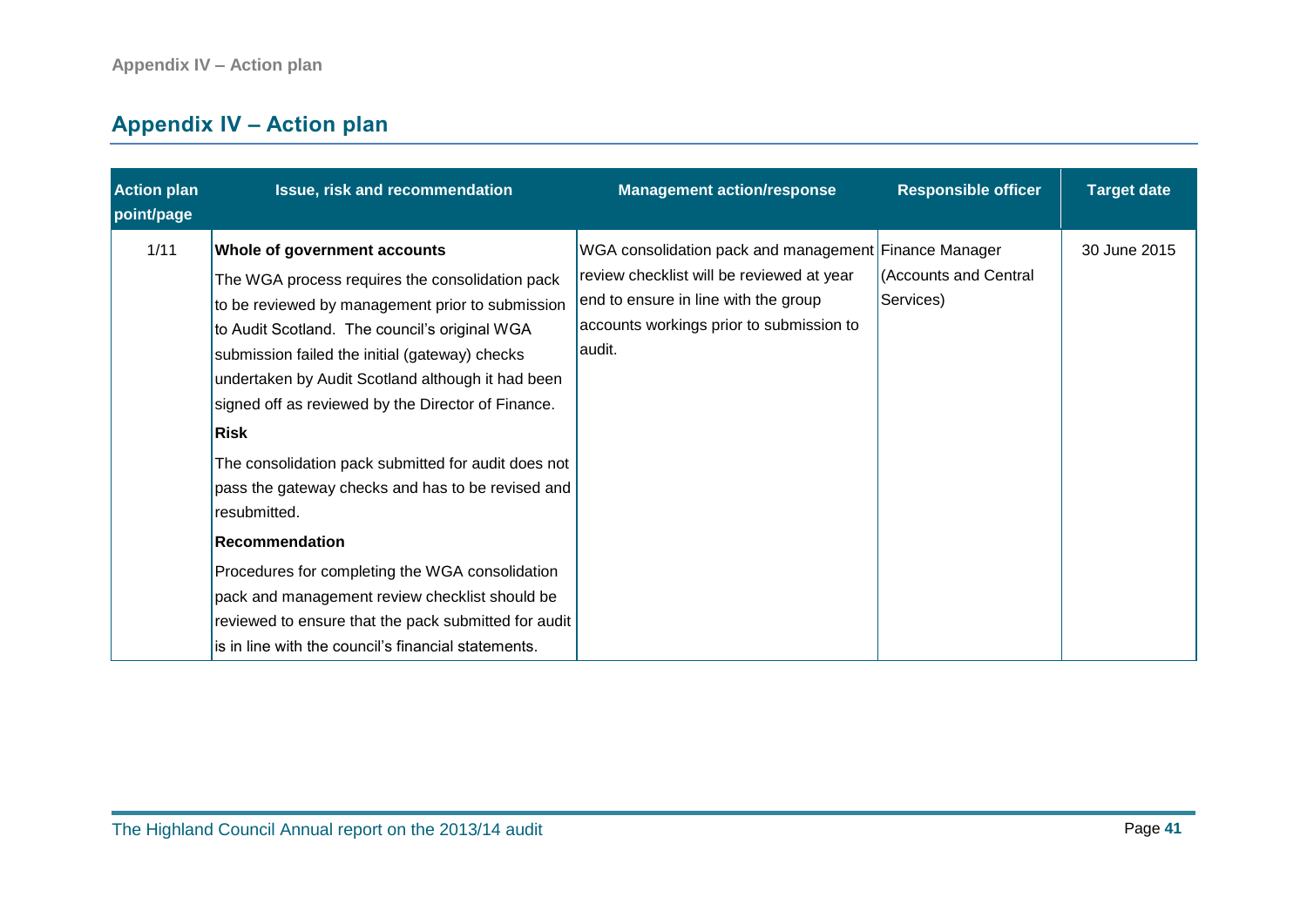## Appendix IV – Action plan

| Action plan point/page | Issue, risk and recommendation | Management action/response | Responsible officer | Target date |
|---|---|---|---|---|
| 1/11 | **Whole of government accounts**<br>The WGA process requires the consolidation pack to be reviewed by management prior to submission to Audit Scotland. The council's original WGA submission failed the initial (gateway) checks undertaken by Audit Scotland although it had been signed off as reviewed by the Director of Finance.<br>**Risk**<br>The consolidation pack submitted for audit does not pass the gateway checks and has to be revised and resubmitted.<br>**Recommendation**<br>Procedures for completing the WGA consolidation pack and management review checklist should be reviewed to ensure that the pack submitted for audit is in line with the council's financial statements. | WGA consolidation pack and management review checklist will be reviewed at year end to ensure in line with the group accounts workings prior to submission to audit. | Finance Manager (Accounts and Central Services) | 30 June 2015 |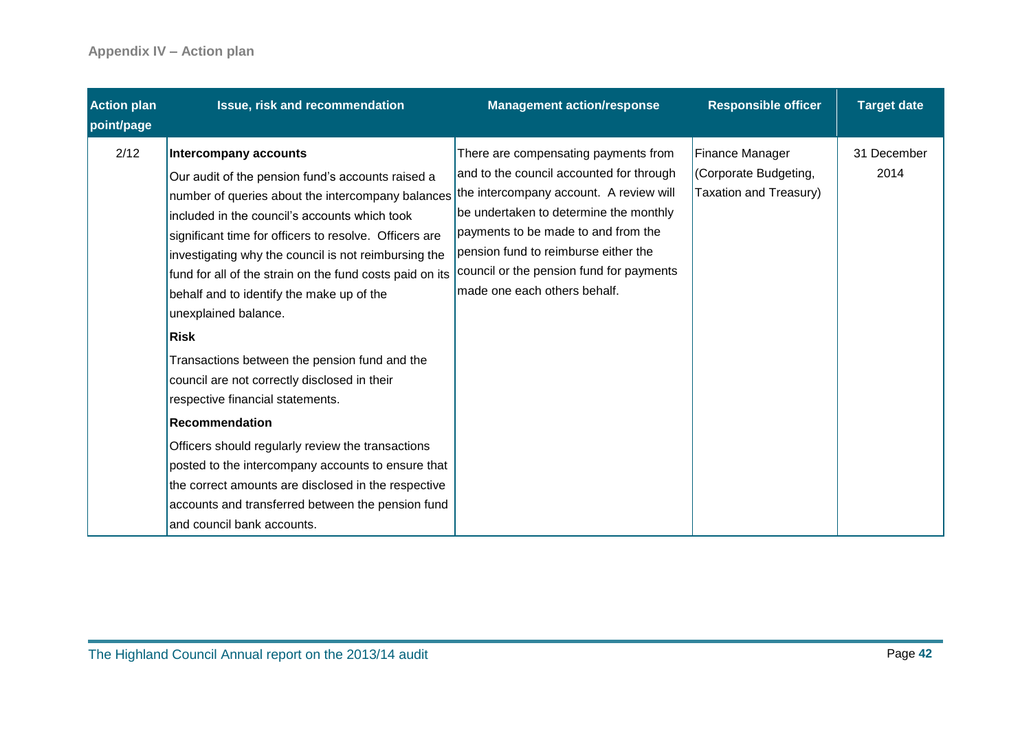## Appendix IV – Action plan

| Action plan point/page | Issue, risk and recommendation | Management action/response | Responsible officer | Target date |
|---|---|---|---|---|
| 2/12 | **Intercompany accounts**<br>Our audit of the pension fund's accounts raised a number of queries about the intercompany balances included in the council's accounts which took significant time for officers to resolve. Officers are investigating why the council is not reimbursing the fund for all of the strain on the fund costs paid on its behalf and to identify the make up of the unexplained balance.<br>**Risk**<br>Transactions between the pension fund and the council are not correctly disclosed in their respective financial statements.<br>**Recommendation**<br>Officers should regularly review the transactions posted to the intercompany accounts to ensure that the correct amounts are disclosed in the respective accounts and transferred between the pension fund and council bank accounts. | There are compensating payments from and to the council accounted for through the intercompany account. A review will be undertaken to determine the monthly payments to be made to and from the pension fund to reimburse either the council or the pension fund for payments made one each others behalf. | Finance Manager (Corporate Budgeting, Taxation and Treasury) | 31 December 2014 |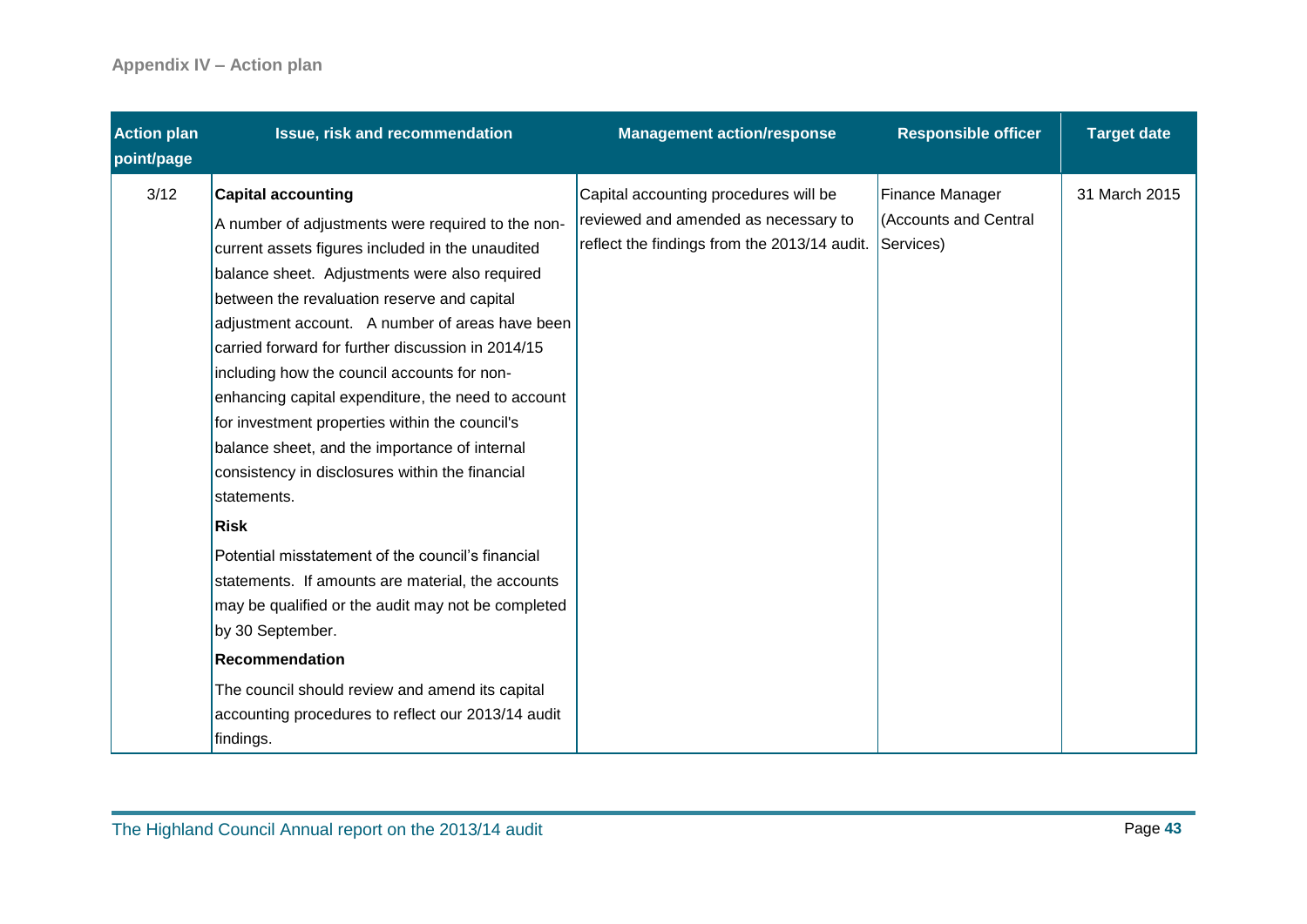## Appendix IV – Action plan

| Action plan point/page | Issue, risk and recommendation | Management action/response | Responsible officer | Target date |
|---|---|---|---|---|
| 3/12 | **Capital accounting**<br>A number of adjustments were required to the non-current assets figures included in the unaudited balance sheet. Adjustments were also required between the revaluation reserve and capital adjustment account. A number of areas have been carried forward for further discussion in 2014/15 including how the council accounts for non-enhancing capital expenditure, the need to account for investment properties within the council's balance sheet, and the importance of internal consistency in disclosures within the financial statements.<br>**Risk**<br>Potential misstatement of the council's financial statements. If amounts are material, the accounts may be qualified or the audit may not be completed by 30 September.<br>**Recommendation**<br>The council should review and amend its capital accounting procedures to reflect our 2013/14 audit findings. | Capital accounting procedures will be reviewed and amended as necessary to reflect the findings from the 2013/14 audit. | Finance Manager (Accounts and Central Services) | 31 March 2015 |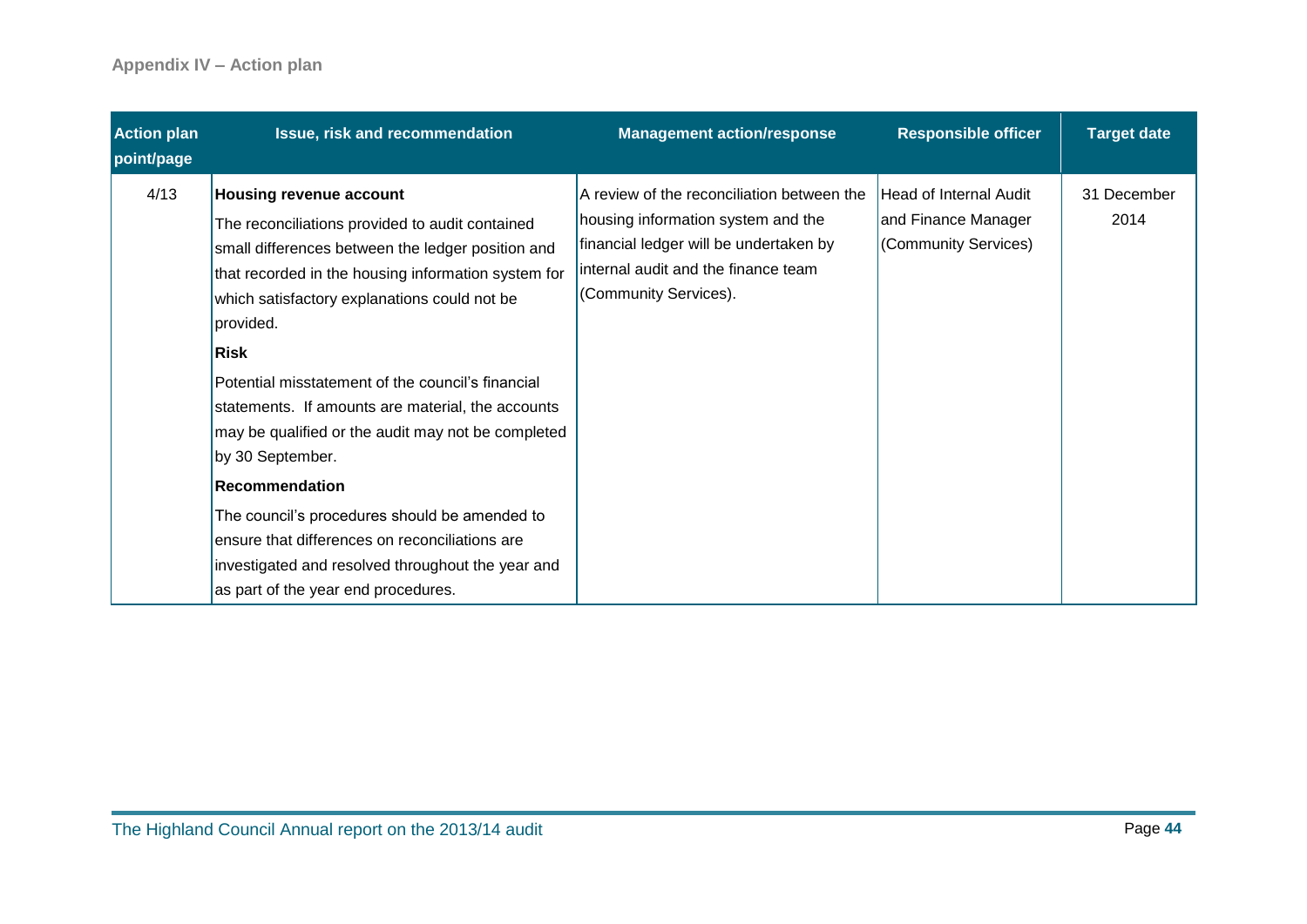**Appendix IV – Action plan**

| Action plan point/page | Issue, risk and recommendation | Management action/response | Responsible officer | Target date |
|---|---|---|---|---|
| 4/13 | **Housing revenue account**<br>The reconciliations provided to audit contained small differences between the ledger position and that recorded in the housing information system for which satisfactory explanations could not be provided.<br>**Risk**<br>Potential misstatement of the council's financial statements. If amounts are material, the accounts may be qualified or the audit may not be completed by 30 September.<br>**Recommendation**<br>The council's procedures should be amended to ensure that differences on reconciliations are investigated and resolved throughout the year and as part of the year end procedures. | A review of the reconciliation between the housing information system and the financial ledger will be undertaken by internal audit and the finance team (Community Services). | Head of Internal Audit and Finance Manager (Community Services) | 31 December 2014 |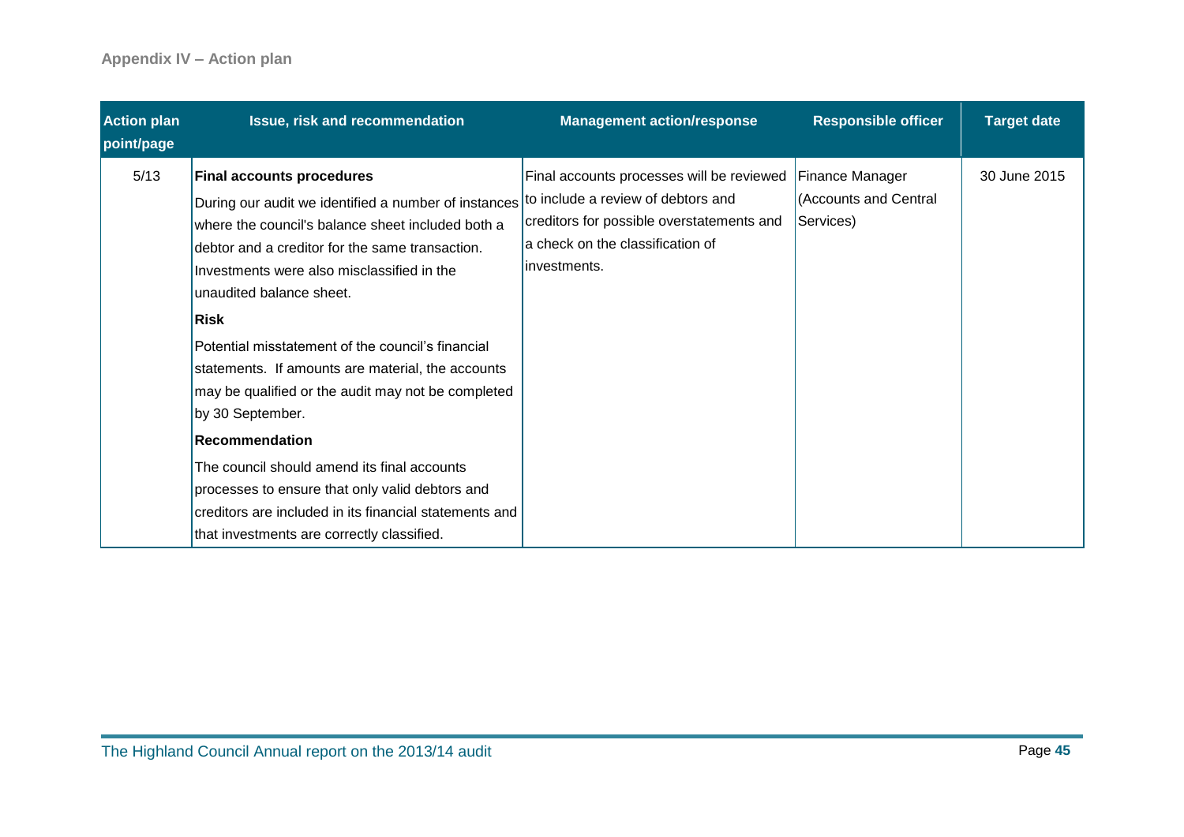## Appendix IV – Action plan

| Action plan point/page | Issue, risk and recommendation | Management action/response | Responsible officer | Target date |
|---|---|---|---|---|
| 5/13 | **Final accounts procedures**<br>During our audit we identified a number of instances where the council's balance sheet included both a debtor and a creditor for the same transaction. Investments were also misclassified in the unaudited balance sheet.<br>**Risk**<br>Potential misstatement of the council's financial statements. If amounts are material, the accounts may be qualified or the audit may not be completed by 30 September.<br>**Recommendation**<br>The council should amend its final accounts processes to ensure that only valid debtors and creditors are included in its financial statements and that investments are correctly classified. | Final accounts processes will be reviewed to include a review of debtors and creditors for possible overstatements and a check on the classification of investments. | Finance Manager (Accounts and Central Services) | 30 June 2015 |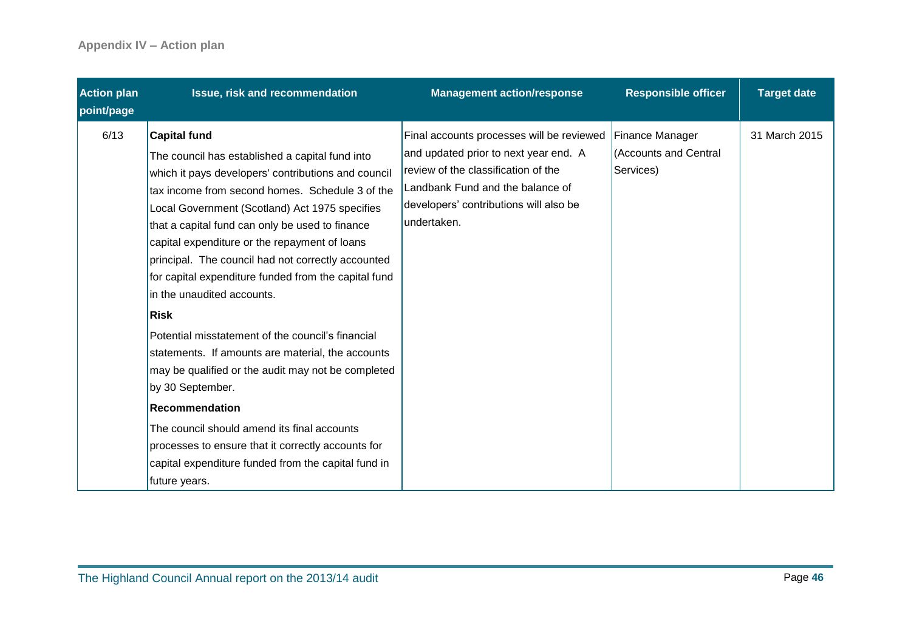**Appendix IV – Action plan**

| Action plan point/page | Issue, risk and recommendation | Management action/response | Responsible officer | Target date |
|---|---|---|---|---|
| 6/13 | **Capital fund**<br>The council has established a capital fund into which it pays developers' contributions and council tax income from second homes. Schedule 3 of the Local Government (Scotland) Act 1975 specifies that a capital fund can only be used to finance capital expenditure or the repayment of loans principal. The council had not correctly accounted for capital expenditure funded from the capital fund in the unaudited accounts.<br>**Risk**<br>Potential misstatement of the council's financial statements. If amounts are material, the accounts may be qualified or the audit may not be completed by 30 September.<br>**Recommendation**<br>The council should amend its final accounts processes to ensure that it correctly accounts for capital expenditure funded from the capital fund in future years. | Final accounts processes will be reviewed and updated prior to next year end. A review of the classification of the Landbank Fund and the balance of developers' contributions will also be undertaken. | Finance Manager (Accounts and Central Services) | 31 March 2015 |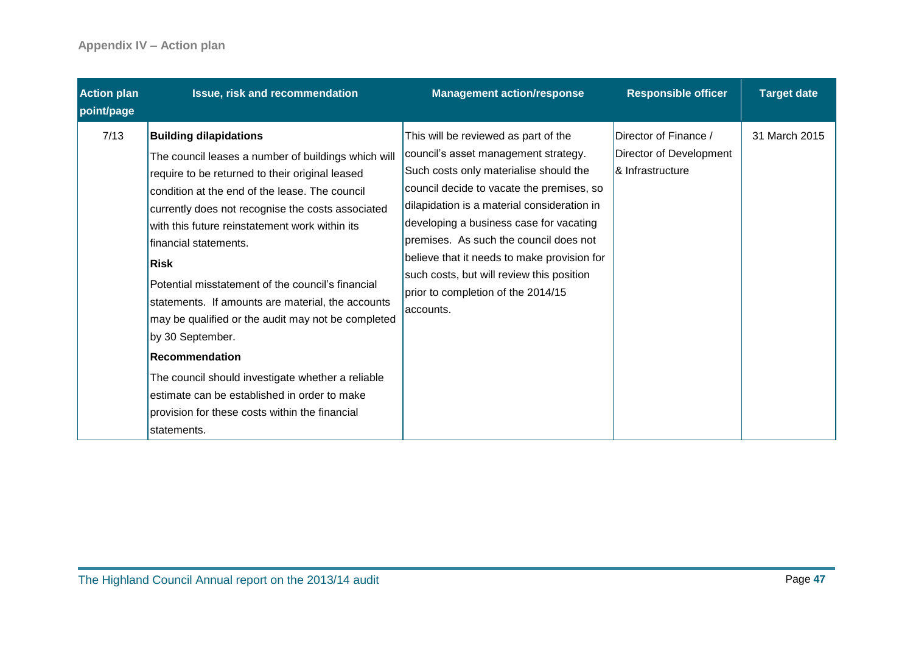**Appendix IV – Action plan**

| Action plan point/page | Issue, risk and recommendation | Management action/response | Responsible officer | Target date |
|---|---|---|---|---|
| 7/13 | **Building dilapidations**<br>The council leases a number of buildings which will require to be returned to their original leased condition at the end of the lease. The council currently does not recognise the costs associated with this future reinstatement work within its financial statements.<br>**Risk**<br>Potential misstatement of the council's financial statements. If amounts are material, the accounts may be qualified or the audit may not be completed by 30 September.<br>**Recommendation**<br>The council should investigate whether a reliable estimate can be established in order to make provision for these costs within the financial statements. | This will be reviewed as part of the council's asset management strategy. Such costs only materialise should the council decide to vacate the premises, so dilapidation is a material consideration in developing a business case for vacating premises. As such the council does not believe that it needs to make provision for such costs, but will review this position prior to completion of the 2014/15 accounts. | Director of Finance / Director of Development & Infrastructure | 31 March 2015 |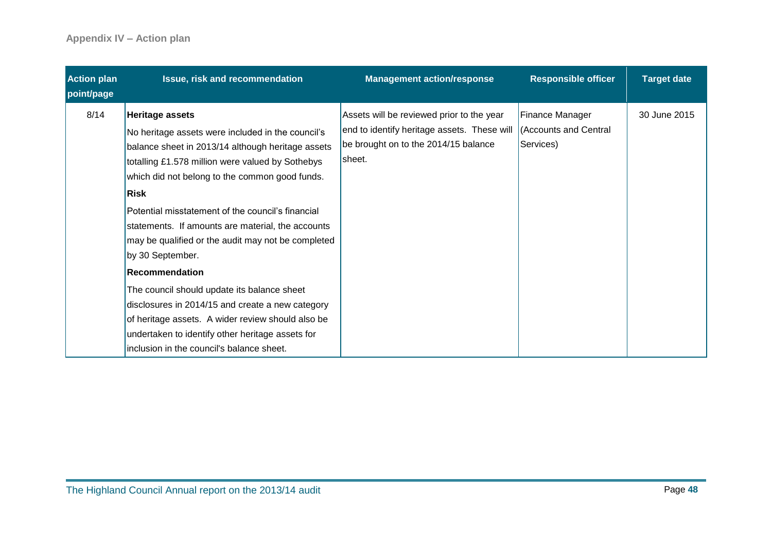## Appendix IV – Action plan

| Action plan point/page | Issue, risk and recommendation | Management action/response | Responsible officer | Target date |
|---|---|---|---|---|
| 8/14 | **Heritage assets**<br>No heritage assets were included in the council's balance sheet in 2013/14 although heritage assets totalling £1.578 million were valued by Sothebys which did not belong to the common good funds.<br>**Risk**<br>Potential misstatement of the council's financial statements. If amounts are material, the accounts may be qualified or the audit may not be completed by 30 September.<br>**Recommendation**<br>The council should update its balance sheet disclosures in 2014/15 and create a new category of heritage assets. A wider review should also be undertaken to identify other heritage assets for inclusion in the council's balance sheet. | Assets will be reviewed prior to the year end to identify heritage assets. These will be brought on to the 2014/15 balance sheet. | Finance Manager (Accounts and Central Services) | 30 June 2015 |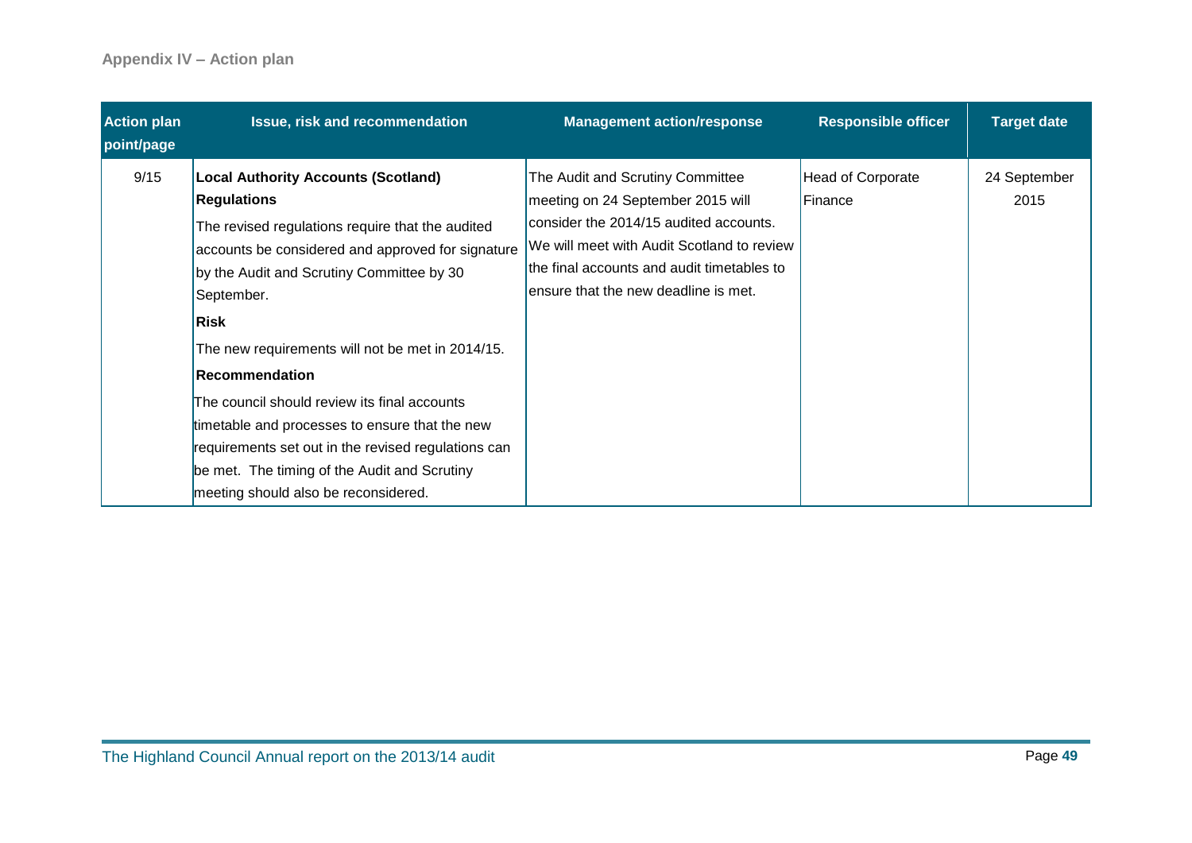**Appendix IV – Action plan**

| Action plan point/page | Issue, risk and recommendation | Management action/response | Responsible officer | Target date |
|---|---|---|---|---|
| 9/15 | **Local Authority Accounts (Scotland) Regulations**<br>The revised regulations require that the audited accounts be considered and approved for signature by the Audit and Scrutiny Committee by 30 September.<br>**Risk**<br>The new requirements will not be met in 2014/15.<br>**Recommendation**<br>The council should review its final accounts timetable and processes to ensure that the new requirements set out in the revised regulations can be met. The timing of the Audit and Scrutiny meeting should also be reconsidered. | The Audit and Scrutiny Committee meeting on 24 September 2015 will consider the 2014/15 audited accounts. We will meet with Audit Scotland to review the final accounts and audit timetables to ensure that the new deadline is met. | Head of Corporate Finance | 24 September 2015 |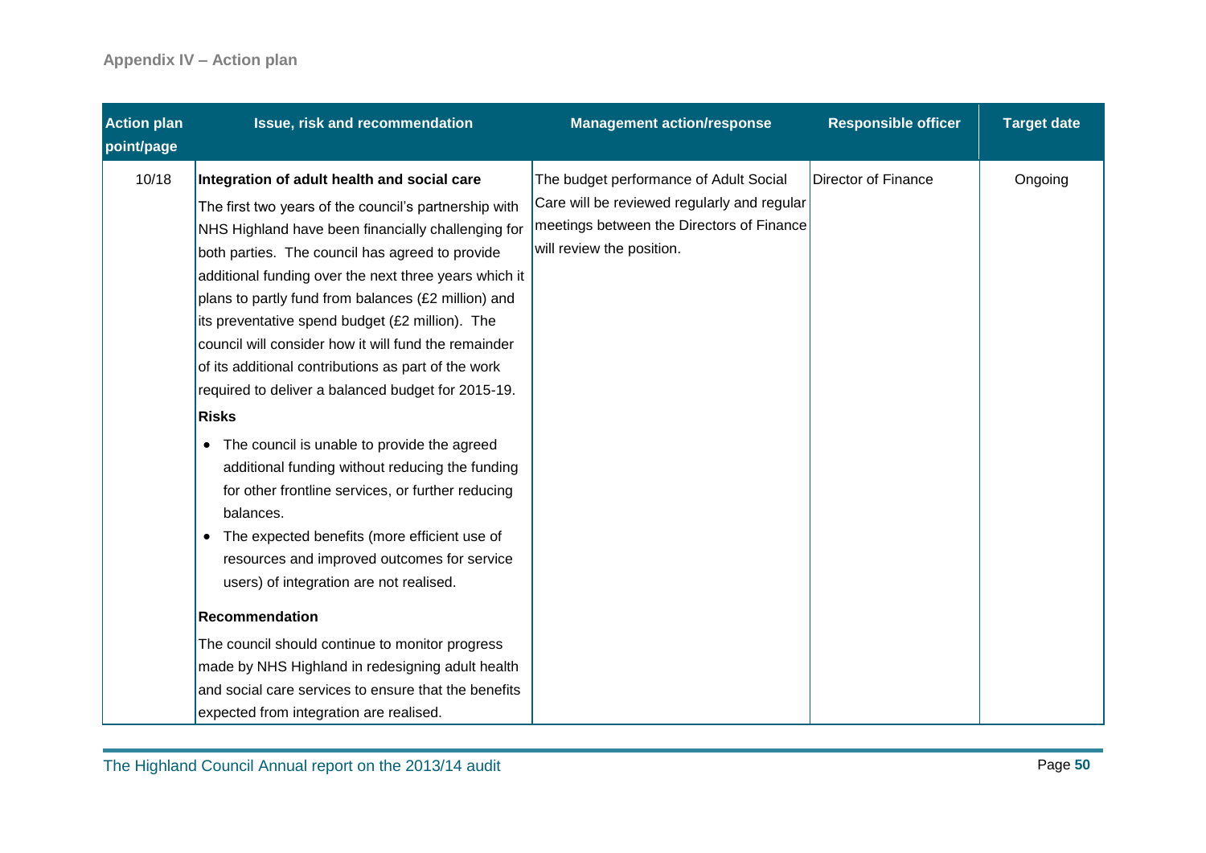## Appendix IV – Action plan

| Action plan point/page | Issue, risk and recommendation | Management action/response | Responsible officer | Target date |
|---|---|---|---|---|
| 10/18 | **Integration of adult health and social care**<br>The first two years of the council's partnership with NHS Highland have been financially challenging for both parties. The council has agreed to provide additional funding over the next three years which it plans to partly fund from balances (£2 million) and its preventative spend budget (£2 million). The council will consider how it will fund the remainder of its additional contributions as part of the work required to deliver a balanced budget for 2015-19.<br>**Risks**<br>• The council is unable to provide the agreed additional funding without reducing the funding for other frontline services, or further reducing balances.<br>• The expected benefits (more efficient use of resources and improved outcomes for service users) of integration are not realised.<br>**Recommendation**<br>The council should continue to monitor progress made by NHS Highland in redesigning adult health and social care services to ensure that the benefits expected from integration are realised. | The budget performance of Adult Social Care will be reviewed regularly and regular meetings between the Directors of Finance will review the position. | Director of Finance | Ongoing |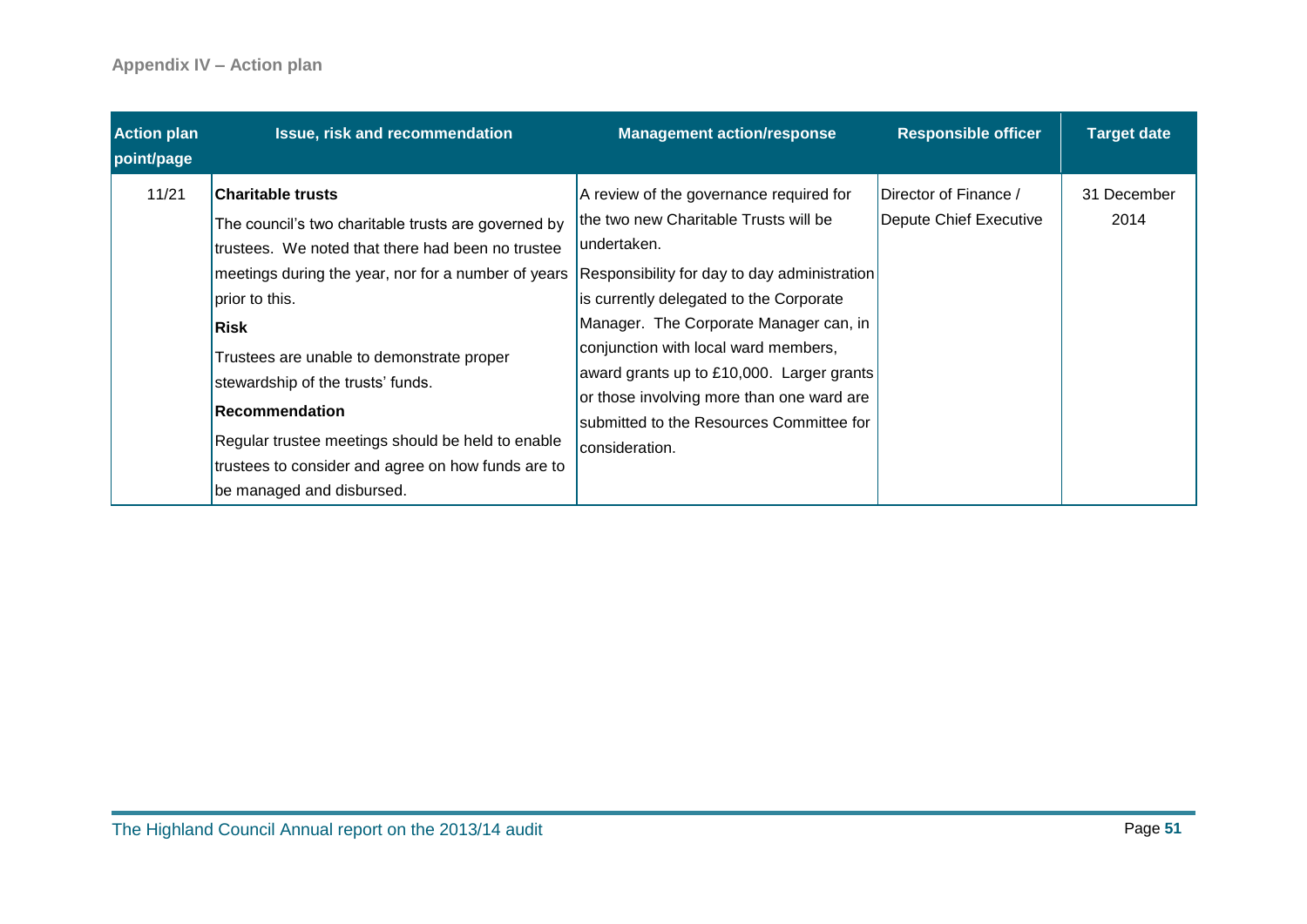## Appendix IV – Action plan

| Action plan point/page | Issue, risk and recommendation | Management action/response | Responsible officer | Target date |
|---|---|---|---|---|
| 11/21 | **Charitable trusts**<br>The council's two charitable trusts are governed by trustees. We noted that there had been no trustee meetings during the year, nor for a number of years prior to this.<br>**Risk**<br>Trustees are unable to demonstrate proper stewardship of the trusts' funds.<br>**Recommendation**<br>Regular trustee meetings should be held to enable trustees to consider and agree on how funds are to be managed and disbursed. | A review of the governance required for the two new Charitable Trusts will be undertaken.<br>Responsibility for day to day administration is currently delegated to the Corporate Manager. The Corporate Manager can, in conjunction with local ward members, award grants up to £10,000. Larger grants or those involving more than one ward are submitted to the Resources Committee for consideration. | Director of Finance / Depute Chief Executive | 31 December 2014 |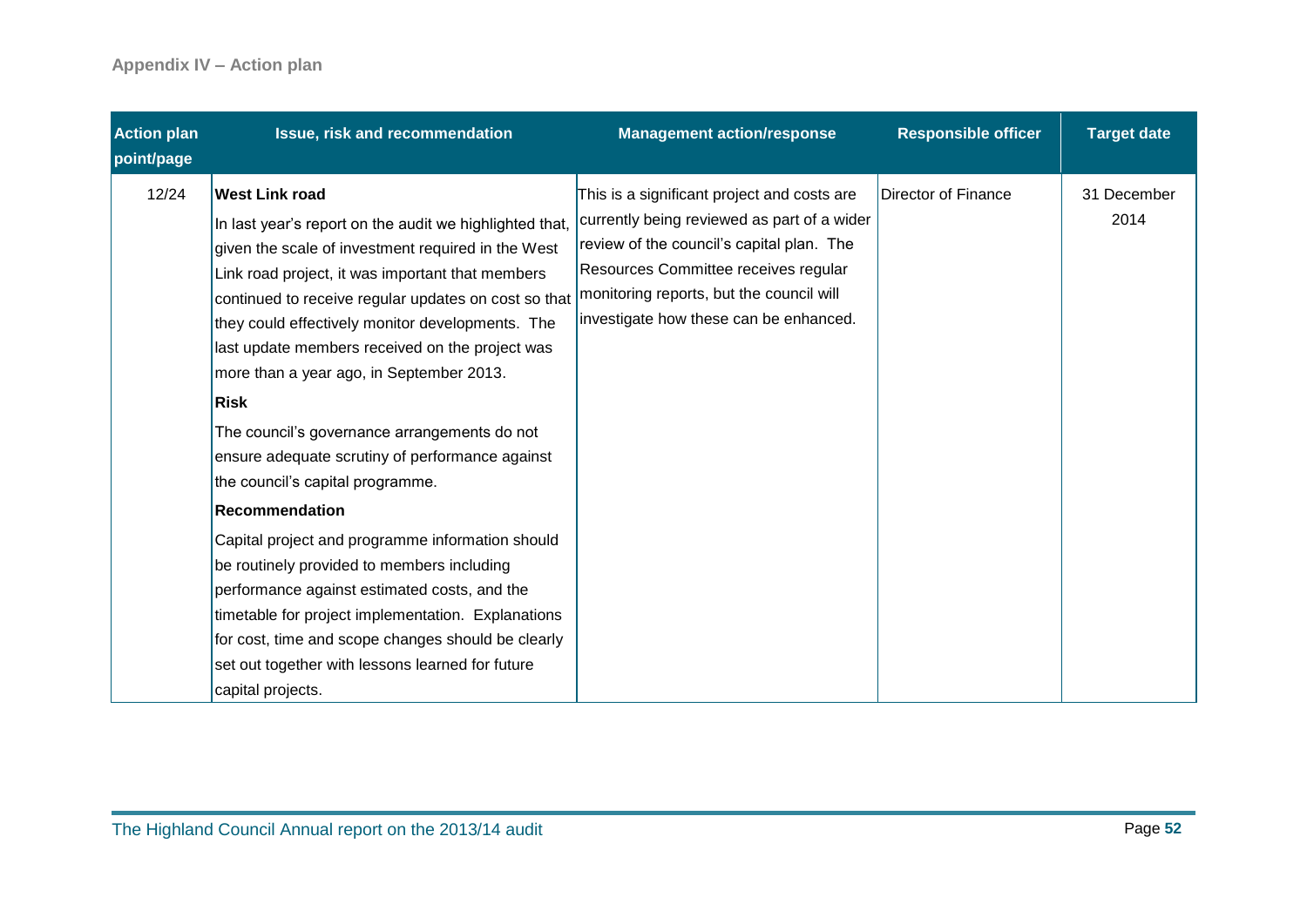**Appendix IV – Action plan**

| Action plan point/page | Issue, risk and recommendation | Management action/response | Responsible officer | Target date |
| --- | --- | --- | --- | --- |
| 12/24 | **West Link road**<br>In last year's report on the audit we highlighted that, given the scale of investment required in the West Link road project, it was important that members continued to receive regular updates on cost so that they could effectively monitor developments. The last update members received on the project was more than a year ago, in September 2013.<br>**Risk**<br>The council's governance arrangements do not ensure adequate scrutiny of performance against the council's capital programme.<br>**Recommendation**<br>Capital project and programme information should be routinely provided to members including performance against estimated costs, and the timetable for project implementation. Explanations for cost, time and scope changes should be clearly set out together with lessons learned for future capital projects. | This is a significant project and costs are currently being reviewed as part of a wider review of the council's capital plan. The Resources Committee receives regular monitoring reports, but the council will investigate how these can be enhanced. | Director of Finance | 31 December 2014 |